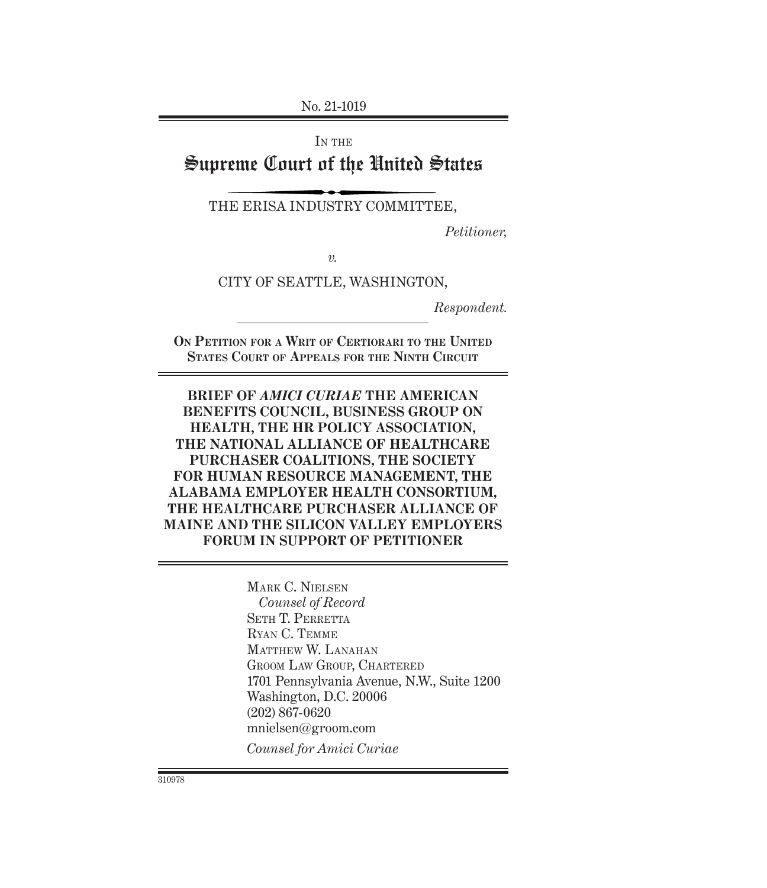No. 21-1019

IN THE

# Supreme Court of the United States

THE ERISA INDUSTRY COMMITTEE,

*Petitioner,*

*v.*

CITY OF SEATTLE, WASHINGTON,

*Respondent.*

**ON PETITION FOR A WRIT OF CERTIORARI TO THE UNITED STATES COURT OF APPEALS FOR THE NINTH CIRCUIT**

**BRIEF OF *AMICI CURIAE* THE AMERICAN BENEFITS COUNCIL, BUSINESS GROUP ON HEALTH, THE HR POLICY ASSOCIATION, THE NATIONAL ALLIANCE OF HEALTHCARE PURCHASER COALITIONS, THE SOCIETY FOR HUMAN RESOURCE MANAGEMENT, THE ALABAMA EMPLOYER HEALTH CONSORTIUM, THE HEALTHCARE PURCHASER ALLIANCE OF MAINE AND THE SILICON VALLEY EMPLOYERS FORUM IN SUPPORT OF PETITIONER**

MARK C. NIELSEN
*Counsel of Record*
SETH T. PERRETTA
RYAN C. TEMME
MATTHEW W. LANAHAN
GROOM LAW GROUP, CHARTERED
1701 Pennsylvania Avenue, N.W., Suite 1200
Washington, D.C. 20006
(202) 867-0620
mnielsen@groom.com

*Counsel for Amici Curiae*

310978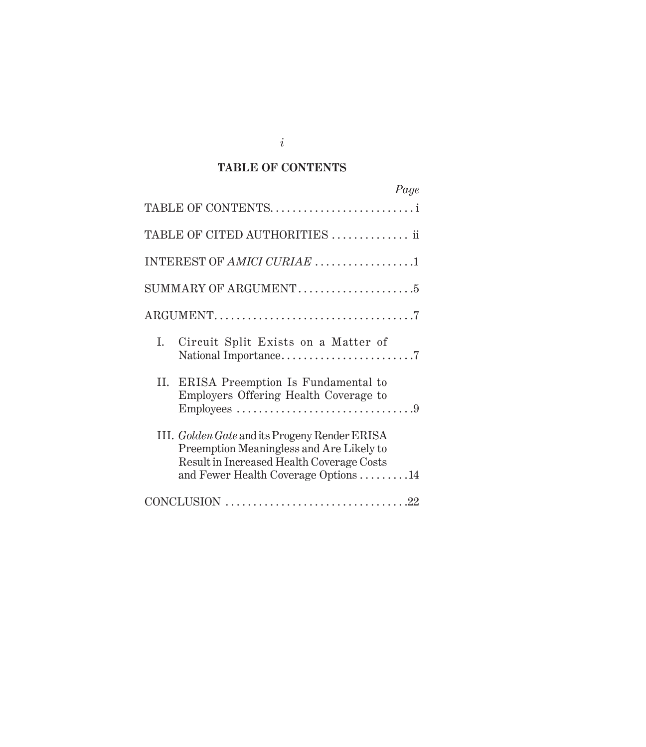## TABLE OF CONTENTS

| | Page |
|---|---|
| TABLE OF CONTENTS | i |
| TABLE OF CITED AUTHORITIES | ii |
| INTEREST OF *AMICI CURIAE* | 1 |
| SUMMARY OF ARGUMENT | 5 |
| ARGUMENT | 7 |
| I. Circuit Split Exists on a Matter of National Importance | 7 |
| II. ERISA Preemption Is Fundamental to Employers Offering Health Coverage to Employees | 9 |
| III. *Golden Gate* and its Progeny Render ERISA Preemption Meaningless and Are Likely to Result in Increased Health Coverage Costs and Fewer Health Coverage Options | 14 |
| CONCLUSION | 22 |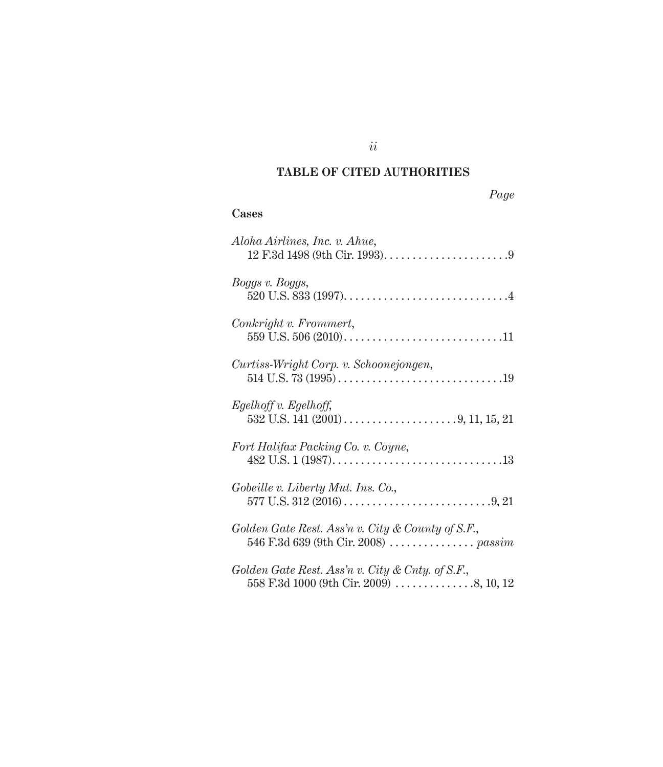## TABLE OF CITED AUTHORITIES

*Page*

**Cases**

*Aloha Airlines, Inc. v. Ahue*,
12 F.3d 1498 (9th Cir. 1993) . . . . . . . . . . . . . . . . . . . . . . 9

*Boggs v. Boggs*,
520 U.S. 833 (1997) . . . . . . . . . . . . . . . . . . . . . . . . . . . . . 4

*Conkright v. Frommert*,
559 U.S. 506 (2010) . . . . . . . . . . . . . . . . . . . . . . . . . . . . 11

*Curtiss-Wright Corp. v. Schoonejongen*,
514 U.S. 73 (1995) . . . . . . . . . . . . . . . . . . . . . . . . . . . . . 19

*Egelhoff v. Egelhoff*,
532 U.S. 141 (2001) . . . . . . . . . . . . . . . . . . . . 9, 11, 15, 21

*Fort Halifax Packing Co. v. Coyne*,
482 U.S. 1 (1987) . . . . . . . . . . . . . . . . . . . . . . . . . . . . . . 13

*Gobeille v. Liberty Mut. Ins. Co.*,
577 U.S. 312 (2016) . . . . . . . . . . . . . . . . . . . . . . . . . . 9, 21

*Golden Gate Rest. Ass'n v. City & County of S.F.*,
546 F.3d 639 (9th Cir. 2008) . . . . . . . . . . . . . . . *passim*

*Golden Gate Rest. Ass'n v. City & Cnty. of S.F.*,
558 F.3d 1000 (9th Cir. 2009) . . . . . . . . . . . . . . 8, 10, 12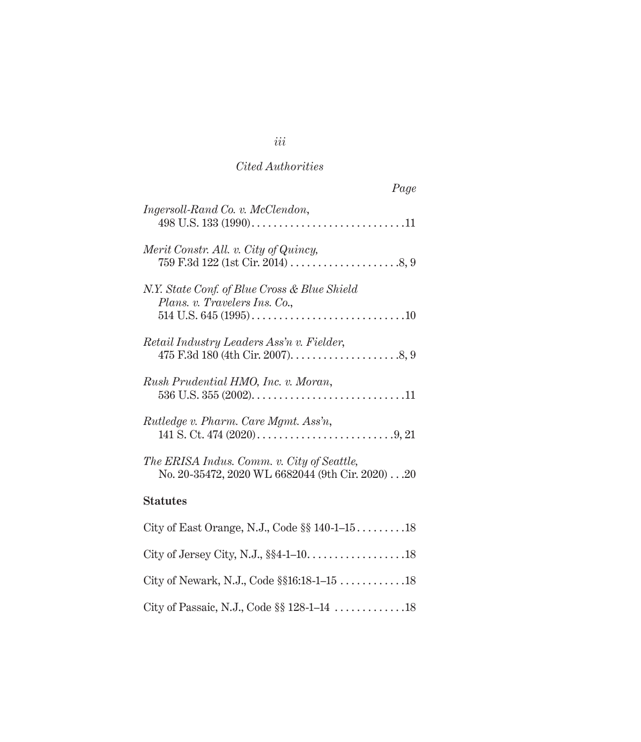*Cited Authorities*

*Page*

*Ingersoll-Rand Co. v. McClendon*,
498 U.S. 133 (1990) . . . . . . . . . . . . . . . . . . . . . . . . . . . . 11

*Merit Constr. All. v. City of Quincy*,
759 F.3d 122 (1st Cir. 2014) . . . . . . . . . . . . . . . . . . . . 8, 9

*N.Y. State Conf. of Blue Cross & Blue Shield Plans. v. Travelers Ins. Co.*,
514 U.S. 645 (1995) . . . . . . . . . . . . . . . . . . . . . . . . . . . . 10

*Retail Industry Leaders Ass'n v. Fielder*,
475 F.3d 180 (4th Cir. 2007) . . . . . . . . . . . . . . . . . . . . 8, 9

*Rush Prudential HMO, Inc. v. Moran*,
536 U.S. 355 (2002) . . . . . . . . . . . . . . . . . . . . . . . . . . . . 11

*Rutledge v. Pharm. Care Mgmt. Ass'n*,
141 S. Ct. 474 (2020) . . . . . . . . . . . . . . . . . . . . . . . . . 9, 21

*The ERISA Indus. Comm. v. City of Seattle*,
No. 20-35472, 2020 WL 6682044 (9th Cir. 2020) . . . 20

**Statutes**

City of East Orange, N.J., Code §§ 140-1–15 . . . . . . . . . 18

City of Jersey City, N.J., §§4-1–10 . . . . . . . . . . . . . . . . . . 18

City of Newark, N.J., Code §§16:18-1–15 . . . . . . . . . . . . 18

City of Passaic, N.J., Code §§ 128-1–14 . . . . . . . . . . . . . 18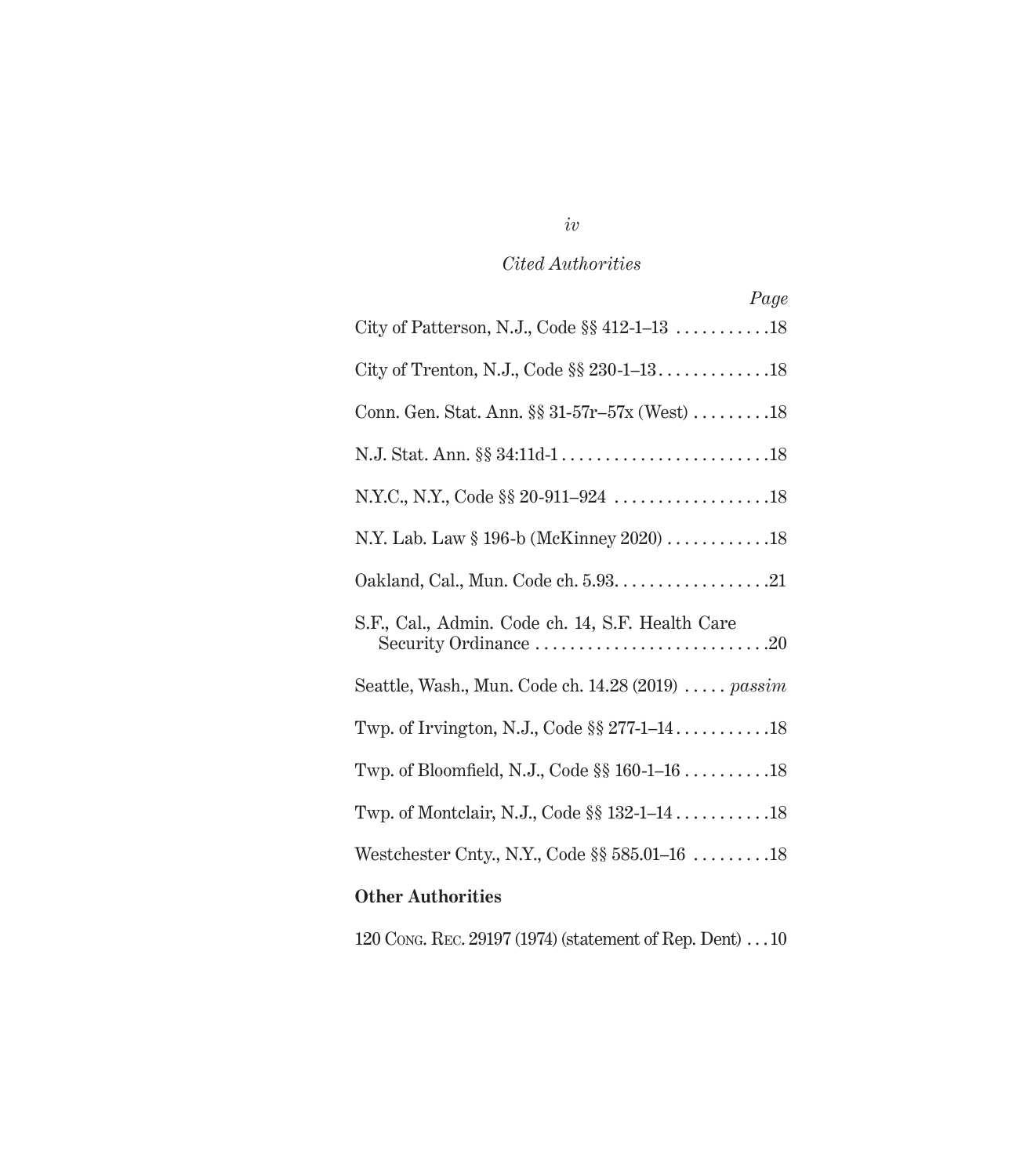*Cited Authorities*

| | *Page* |
|---|---|
| City of Patterson, N.J., Code §§ 412-1–13 | 18 |
| City of Trenton, N.J., Code §§ 230-1–13 | 18 |
| Conn. Gen. Stat. Ann. §§ 31-57r–57x (West) | 18 |
| N.J. Stat. Ann. §§ 34:11d-1 | 18 |
| N.Y.C., N.Y., Code §§ 20-911–924 | 18 |
| N.Y. Lab. Law § 196-b (McKinney 2020) | 18 |
| Oakland, Cal., Mun. Code ch. 5.93 | 21 |
| S.F., Cal., Admin. Code ch. 14, S.F. Health Care Security Ordinance | 20 |
| Seattle, Wash., Mun. Code ch. 14.28 (2019) | *passim* |
| Twp. of Irvington, N.J., Code §§ 277-1–14 | 18 |
| Twp. of Bloomfield, N.J., Code §§ 160-1–16 | 18 |
| Twp. of Montclair, N.J., Code §§ 132-1–14 | 18 |
| Westchester Cnty., N.Y., Code §§ 585.01–16 | 18 |

**Other Authorities**

| | |
|---|---|
| 120 Cong. Rec. 29197 (1974) (statement of Rep. Dent) | 10 |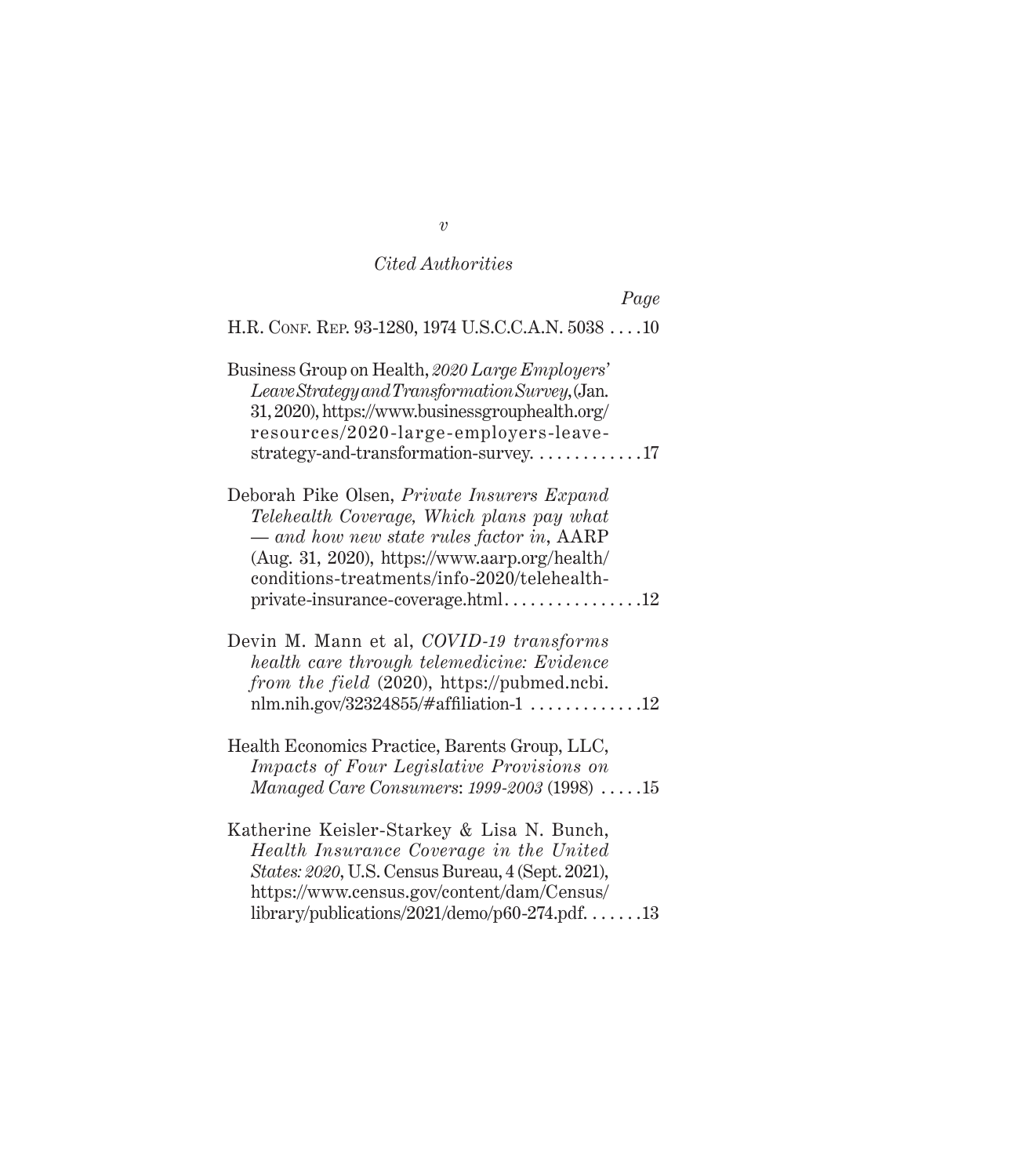*Cited Authorities*

*Page*

H.R. Conf. Rep. 93-1280, 1974 U.S.C.C.A.N. 5038 . . . . 10

Business Group on Health, *2020 Large Employers' Leave Strategy and Transformation Survey*, (Jan. 31, 2020), https://www.businessgrouphealth.org/resources/2020-large-employers-leave-strategy-and-transformation-survey. . . . . . . . . . . . . 17

Deborah Pike Olsen, *Private Insurers Expand Telehealth Coverage, Which plans pay what — and how new state rules factor in*, AARP (Aug. 31, 2020), https://www.aarp.org/health/conditions-treatments/info-2020/telehealth-private-insurance-coverage.html. . . . . . . . . . . . . . . . 12

Devin M. Mann et al, *COVID-19 transforms health care through telemedicine: Evidence from the field* (2020), https://pubmed.ncbi.nlm.nih.gov/32324855/#affiliation-1 . . . . . . . . . . . . . 12

Health Economics Practice, Barents Group, LLC, *Impacts of Four Legislative Provisions on Managed Care Consumers: 1999-2003* (1998) . . . . . 15

Katherine Keisler-Starkey & Lisa N. Bunch, *Health Insurance Coverage in the United States: 2020*, U.S. Census Bureau, 4 (Sept. 2021), https://www.census.gov/content/dam/Census/library/publications/2021/demo/p60-274.pdf. . . . . . . 13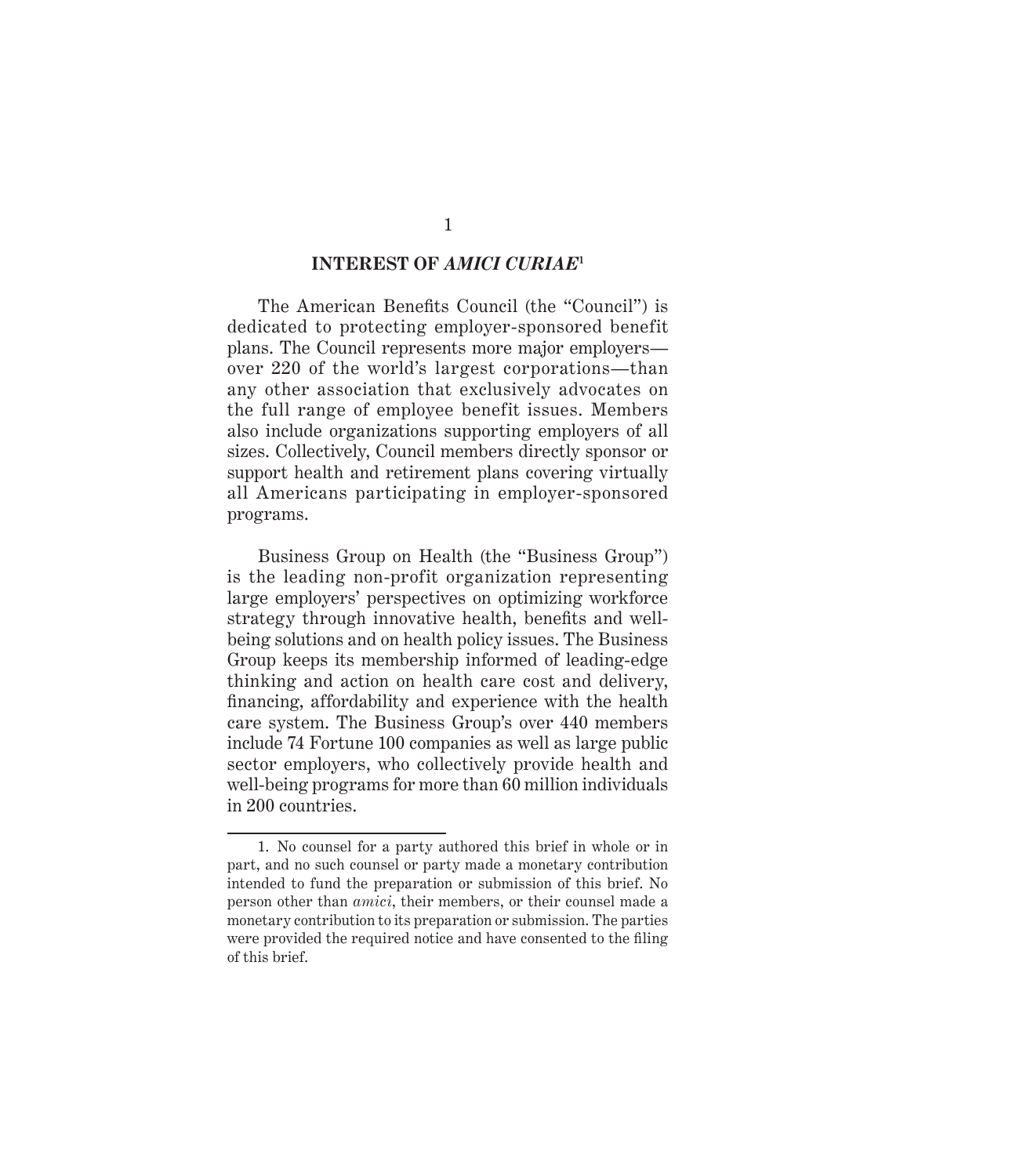## INTEREST OF *AMICI CURIAE*[1]

The American Benefits Council (the "Council") is dedicated to protecting employer-sponsored benefit plans. The Council represents more major employers—over 220 of the world's largest corporations—than any other association that exclusively advocates on the full range of employee benefit issues. Members also include organizations supporting employers of all sizes. Collectively, Council members directly sponsor or support health and retirement plans covering virtually all Americans participating in employer-sponsored programs.

Business Group on Health (the "Business Group") is the leading non-profit organization representing large employers' perspectives on optimizing workforce strategy through innovative health, benefits and well-being solutions and on health policy issues. The Business Group keeps its membership informed of leading-edge thinking and action on health care cost and delivery, financing, affordability and experience with the health care system. The Business Group's over 440 members include 74 Fortune 100 companies as well as large public sector employers, who collectively provide health and well-being programs for more than 60 million individuals in 200 countries.

---

1. No counsel for a party authored this brief in whole or in part, and no such counsel or party made a monetary contribution intended to fund the preparation or submission of this brief. No person other than *amici*, their members, or their counsel made a monetary contribution to its preparation or submission. The parties were provided the required notice and have consented to the filing of this brief.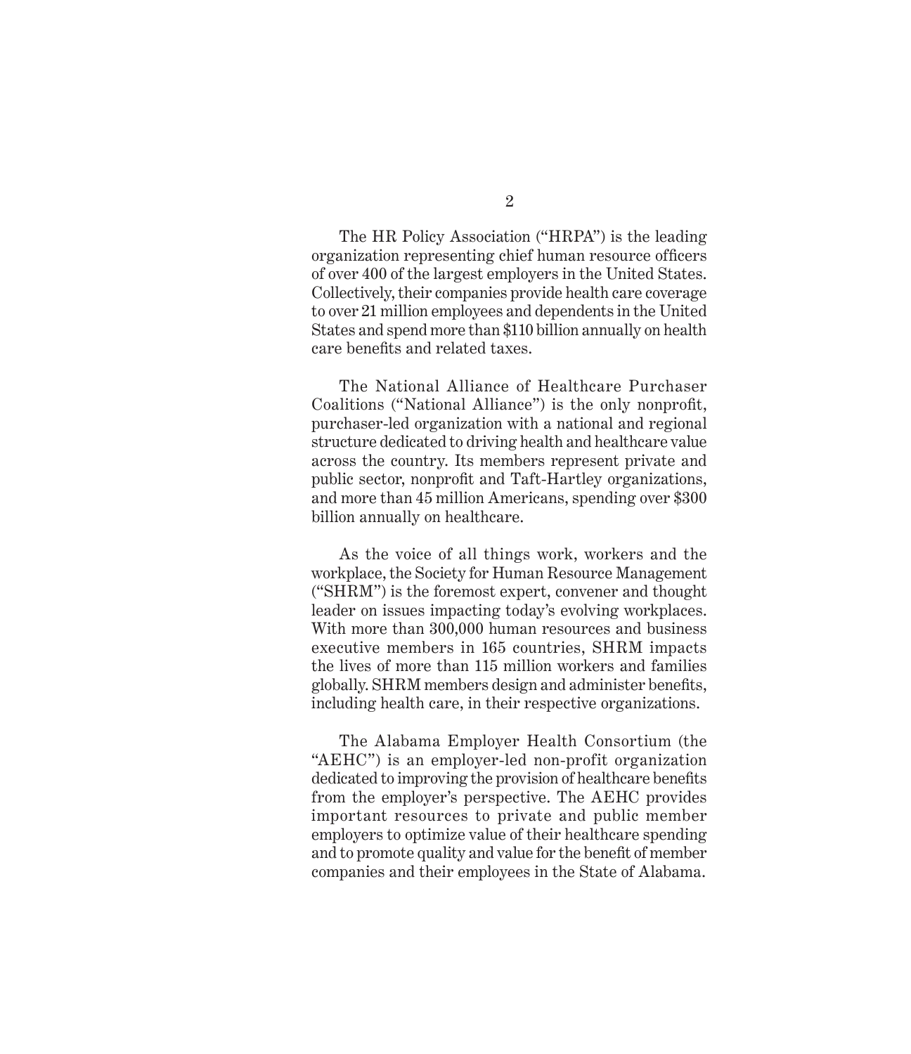The HR Policy Association ("HRPA") is the leading organization representing chief human resource officers of over 400 of the largest employers in the United States. Collectively, their companies provide health care coverage to over 21 million employees and dependents in the United States and spend more than $110 billion annually on health care benefits and related taxes.

The National Alliance of Healthcare Purchaser Coalitions ("National Alliance") is the only nonprofit, purchaser-led organization with a national and regional structure dedicated to driving health and healthcare value across the country. Its members represent private and public sector, nonprofit and Taft-Hartley organizations, and more than 45 million Americans, spending over $300 billion annually on healthcare.

As the voice of all things work, workers and the workplace, the Society for Human Resource Management ("SHRM") is the foremost expert, convener and thought leader on issues impacting today's evolving workplaces. With more than 300,000 human resources and business executive members in 165 countries, SHRM impacts the lives of more than 115 million workers and families globally. SHRM members design and administer benefits, including health care, in their respective organizations.

The Alabama Employer Health Consortium (the "AEHC") is an employer-led non-profit organization dedicated to improving the provision of healthcare benefits from the employer's perspective. The AEHC provides important resources to private and public member employers to optimize value of their healthcare spending and to promote quality and value for the benefit of member companies and their employees in the State of Alabama.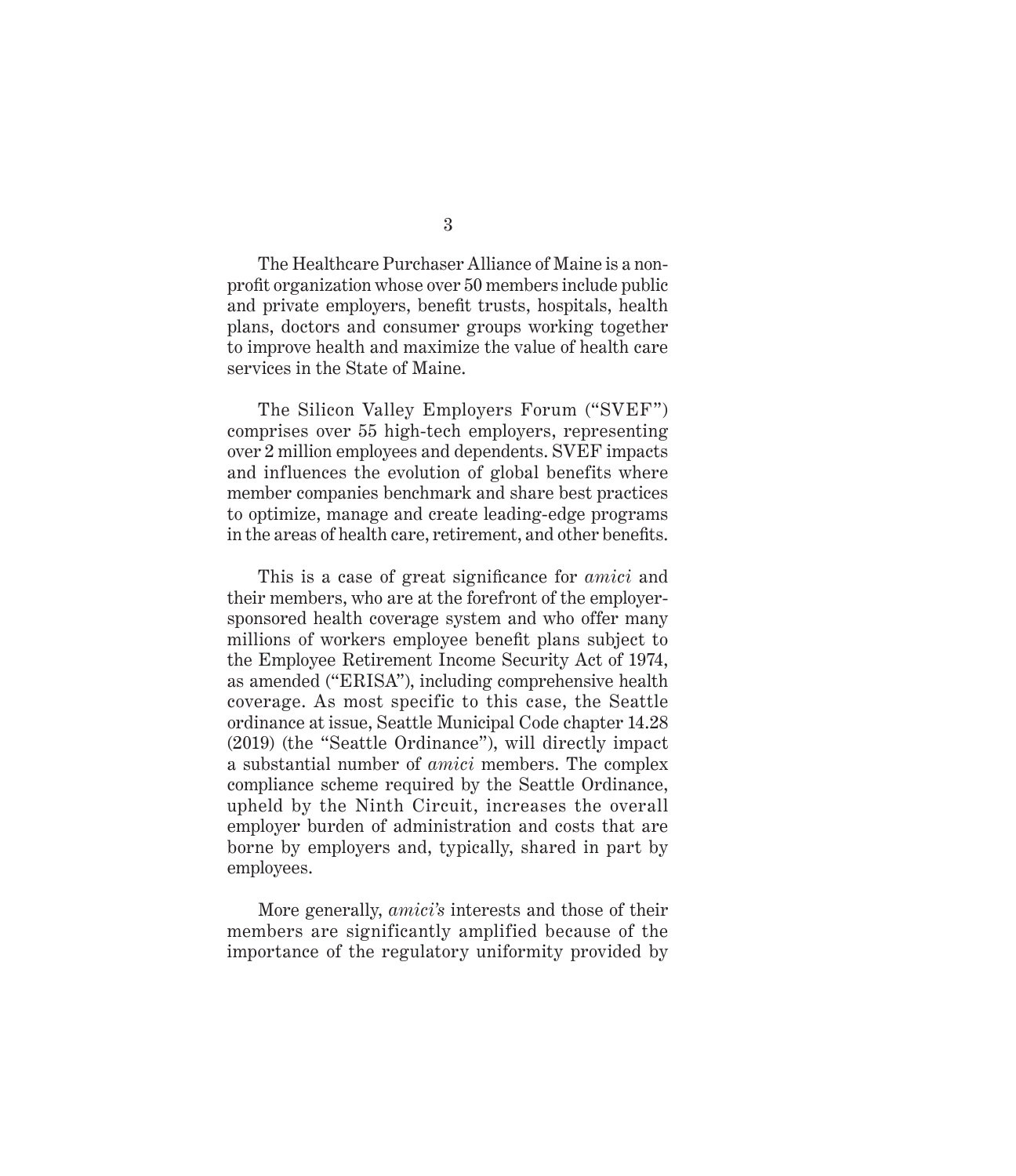The Healthcare Purchaser Alliance of Maine is a non-profit organization whose over 50 members include public and private employers, benefit trusts, hospitals, health plans, doctors and consumer groups working together to improve health and maximize the value of health care services in the State of Maine.

The Silicon Valley Employers Forum ("SVEF") comprises over 55 high-tech employers, representing over 2 million employees and dependents. SVEF impacts and influences the evolution of global benefits where member companies benchmark and share best practices to optimize, manage and create leading-edge programs in the areas of health care, retirement, and other benefits.

This is a case of great significance for *amici* and their members, who are at the forefront of the employer-sponsored health coverage system and who offer many millions of workers employee benefit plans subject to the Employee Retirement Income Security Act of 1974, as amended ("ERISA"), including comprehensive health coverage. As most specific to this case, the Seattle ordinance at issue, Seattle Municipal Code chapter 14.28 (2019) (the "Seattle Ordinance"), will directly impact a substantial number of *amici* members. The complex compliance scheme required by the Seattle Ordinance, upheld by the Ninth Circuit, increases the overall employer burden of administration and costs that are borne by employers and, typically, shared in part by employees.

More generally, *amici's* interests and those of their members are significantly amplified because of the importance of the regulatory uniformity provided by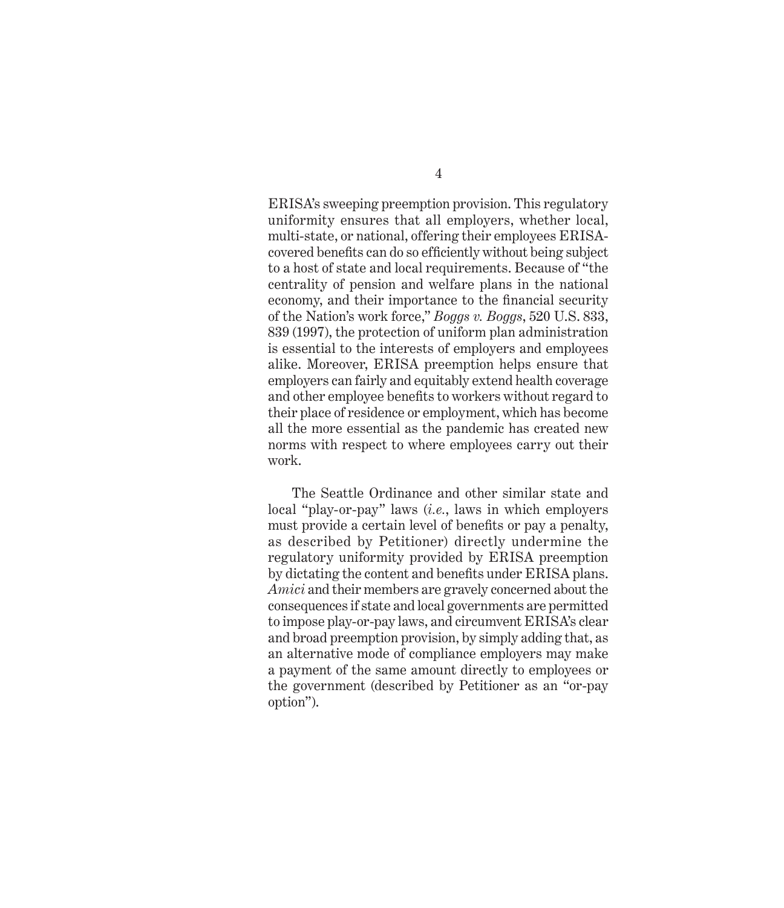ERISA's sweeping preemption provision. This regulatory uniformity ensures that all employers, whether local, multi-state, or national, offering their employees ERISA-covered benefits can do so efficiently without being subject to a host of state and local requirements. Because of "the centrality of pension and welfare plans in the national economy, and their importance to the financial security of the Nation's work force," *Boggs v. Boggs*, 520 U.S. 833, 839 (1997), the protection of uniform plan administration is essential to the interests of employers and employees alike. Moreover, ERISA preemption helps ensure that employers can fairly and equitably extend health coverage and other employee benefits to workers without regard to their place of residence or employment, which has become all the more essential as the pandemic has created new norms with respect to where employees carry out their work.

The Seattle Ordinance and other similar state and local "play-or-pay" laws (*i.e.*, laws in which employers must provide a certain level of benefits or pay a penalty, as described by Petitioner) directly undermine the regulatory uniformity provided by ERISA preemption by dictating the content and benefits under ERISA plans. *Amici* and their members are gravely concerned about the consequences if state and local governments are permitted to impose play-or-pay laws, and circumvent ERISA's clear and broad preemption provision, by simply adding that, as an alternative mode of compliance employers may make a payment of the same amount directly to employees or the government (described by Petitioner as an "or-pay option").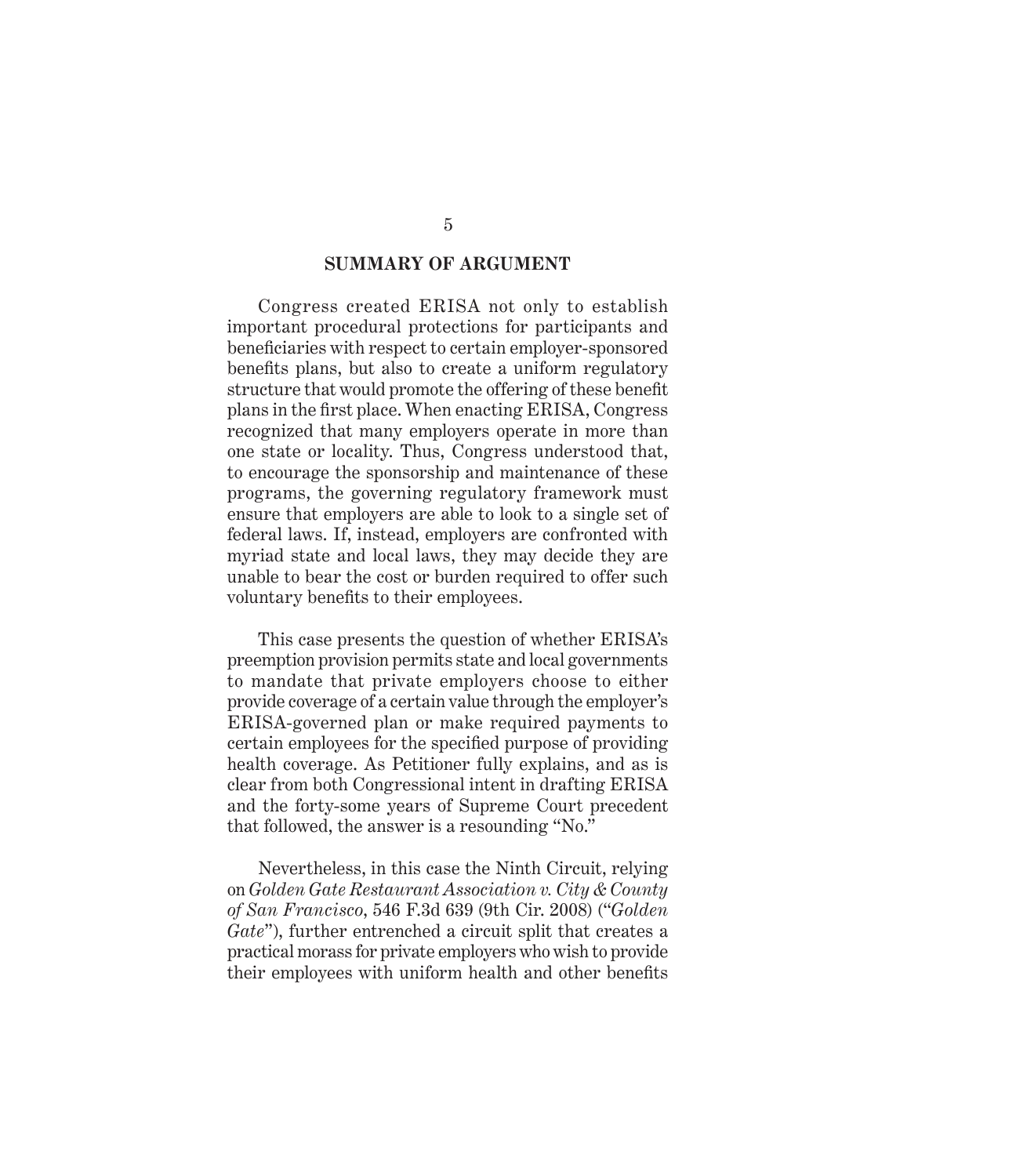## SUMMARY OF ARGUMENT

Congress created ERISA not only to establish important procedural protections for participants and beneficiaries with respect to certain employer-sponsored benefits plans, but also to create a uniform regulatory structure that would promote the offering of these benefit plans in the first place. When enacting ERISA, Congress recognized that many employers operate in more than one state or locality. Thus, Congress understood that, to encourage the sponsorship and maintenance of these programs, the governing regulatory framework must ensure that employers are able to look to a single set of federal laws. If, instead, employers are confronted with myriad state and local laws, they may decide they are unable to bear the cost or burden required to offer such voluntary benefits to their employees.

This case presents the question of whether ERISA's preemption provision permits state and local governments to mandate that private employers choose to either provide coverage of a certain value through the employer's ERISA-governed plan or make required payments to certain employees for the specified purpose of providing health coverage. As Petitioner fully explains, and as is clear from both Congressional intent in drafting ERISA and the forty-some years of Supreme Court precedent that followed, the answer is a resounding "No."

Nevertheless, in this case the Ninth Circuit, relying on *Golden Gate Restaurant Association v. City & County of San Francisco*, 546 F.3d 639 (9th Cir. 2008) ("*Golden Gate*"), further entrenched a circuit split that creates a practical morass for private employers who wish to provide their employees with uniform health and other benefits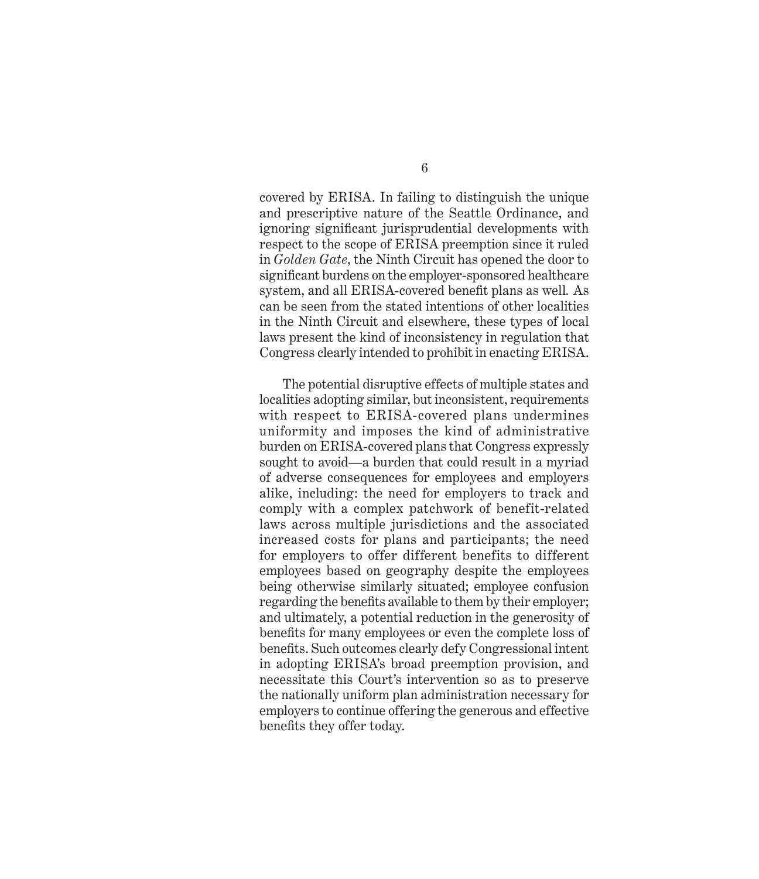covered by ERISA. In failing to distinguish the unique and prescriptive nature of the Seattle Ordinance, and ignoring significant jurisprudential developments with respect to the scope of ERISA preemption since it ruled in *Golden Gate*, the Ninth Circuit has opened the door to significant burdens on the employer-sponsored healthcare system, and all ERISA-covered benefit plans as well. As can be seen from the stated intentions of other localities in the Ninth Circuit and elsewhere, these types of local laws present the kind of inconsistency in regulation that Congress clearly intended to prohibit in enacting ERISA.

The potential disruptive effects of multiple states and localities adopting similar, but inconsistent, requirements with respect to ERISA-covered plans undermines uniformity and imposes the kind of administrative burden on ERISA-covered plans that Congress expressly sought to avoid—a burden that could result in a myriad of adverse consequences for employees and employers alike, including: the need for employers to track and comply with a complex patchwork of benefit-related laws across multiple jurisdictions and the associated increased costs for plans and participants; the need for employers to offer different benefits to different employees based on geography despite the employees being otherwise similarly situated; employee confusion regarding the benefits available to them by their employer; and ultimately, a potential reduction in the generosity of benefits for many employees or even the complete loss of benefits. Such outcomes clearly defy Congressional intent in adopting ERISA's broad preemption provision, and necessitate this Court's intervention so as to preserve the nationally uniform plan administration necessary for employers to continue offering the generous and effective benefits they offer today.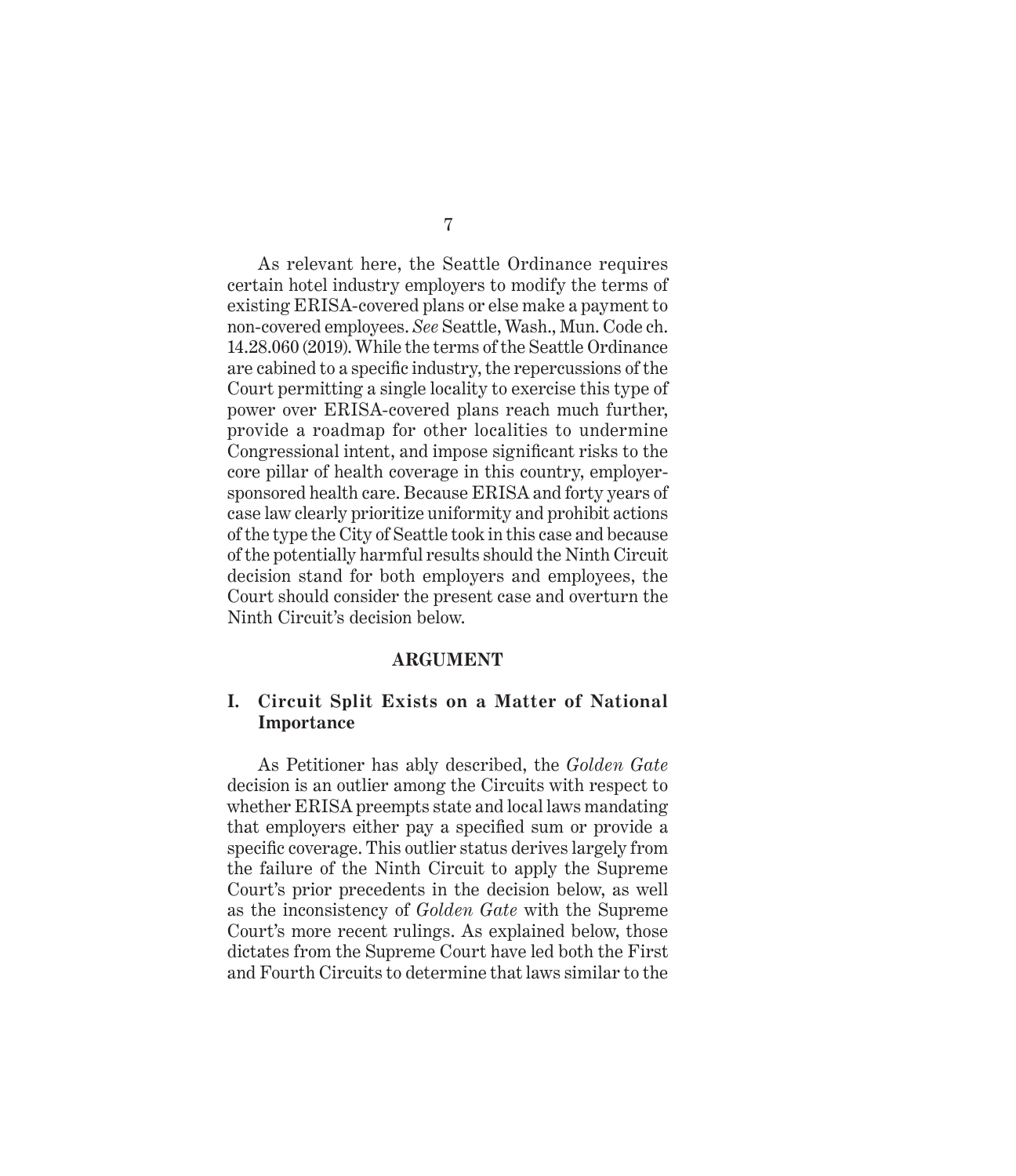As relevant here, the Seattle Ordinance requires certain hotel industry employers to modify the terms of existing ERISA-covered plans or else make a payment to non-covered employees. *See* Seattle, Wash., Mun. Code ch. 14.28.060 (2019). While the terms of the Seattle Ordinance are cabined to a specific industry, the repercussions of the Court permitting a single locality to exercise this type of power over ERISA-covered plans reach much further, provide a roadmap for other localities to undermine Congressional intent, and impose significant risks to the core pillar of health coverage in this country, employer-sponsored health care. Because ERISA and forty years of case law clearly prioritize uniformity and prohibit actions of the type the City of Seattle took in this case and because of the potentially harmful results should the Ninth Circuit decision stand for both employers and employees, the Court should consider the present case and overturn the Ninth Circuit's decision below.

## ARGUMENT

### I. Circuit Split Exists on a Matter of National Importance

As Petitioner has ably described, the *Golden Gate* decision is an outlier among the Circuits with respect to whether ERISA preempts state and local laws mandating that employers either pay a specified sum or provide a specific coverage. This outlier status derives largely from the failure of the Ninth Circuit to apply the Supreme Court's prior precedents in the decision below, as well as the inconsistency of *Golden Gate* with the Supreme Court's more recent rulings. As explained below, those dictates from the Supreme Court have led both the First and Fourth Circuits to determine that laws similar to the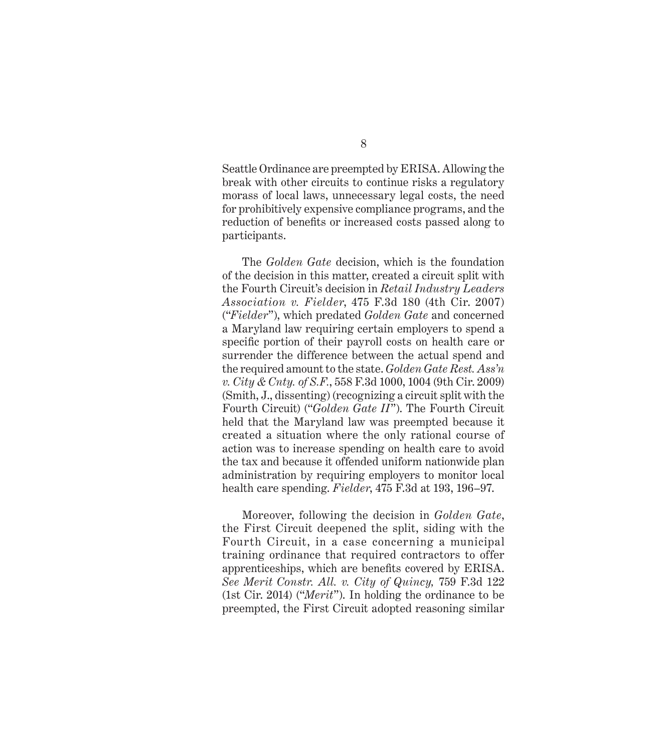Seattle Ordinance are preempted by ERISA. Allowing the break with other circuits to continue risks a regulatory morass of local laws, unnecessary legal costs, the need for prohibitively expensive compliance programs, and the reduction of benefits or increased costs passed along to participants.

The *Golden Gate* decision, which is the foundation of the decision in this matter, created a circuit split with the Fourth Circuit's decision in *Retail Industry Leaders Association v. Fielder*, 475 F.3d 180 (4th Cir. 2007) ("*Fielder*"), which predated *Golden Gate* and concerned a Maryland law requiring certain employers to spend a specific portion of their payroll costs on health care or surrender the difference between the actual spend and the required amount to the state. *Golden Gate Rest. Ass'n v. City & Cnty. of S.F.*, 558 F.3d 1000, 1004 (9th Cir. 2009) (Smith, J., dissenting) (recognizing a circuit split with the Fourth Circuit) ("*Golden Gate II*"). The Fourth Circuit held that the Maryland law was preempted because it created a situation where the only rational course of action was to increase spending on health care to avoid the tax and because it offended uniform nationwide plan administration by requiring employers to monitor local health care spending. *Fielder*, 475 F.3d at 193, 196–97.

Moreover, following the decision in *Golden Gate*, the First Circuit deepened the split, siding with the Fourth Circuit, in a case concerning a municipal training ordinance that required contractors to offer apprenticeships, which are benefits covered by ERISA. *See Merit Constr. All. v. City of Quincy,* 759 F.3d 122 (1st Cir. 2014) ("*Merit*"). In holding the ordinance to be preempted, the First Circuit adopted reasoning similar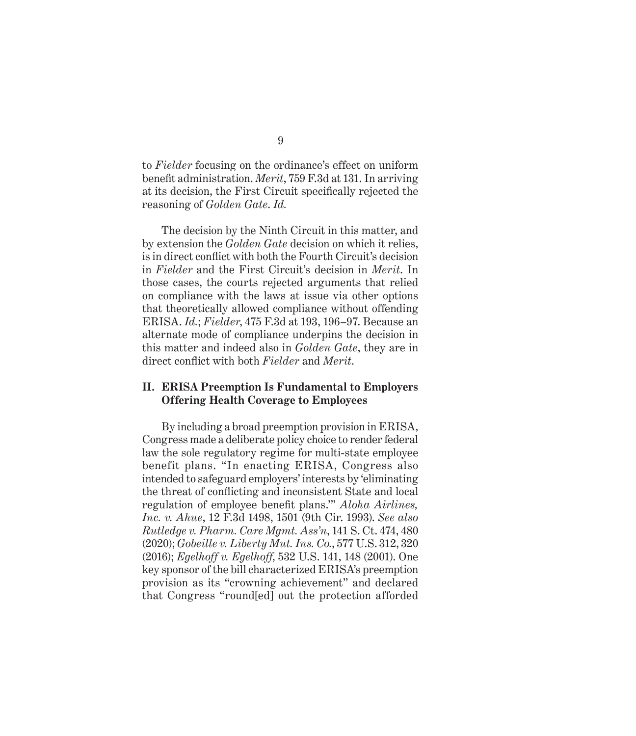to *Fielder* focusing on the ordinance's effect on uniform benefit administration. *Merit*, 759 F.3d at 131. In arriving at its decision, the First Circuit specifically rejected the reasoning of *Golden Gate*. *Id.*

The decision by the Ninth Circuit in this matter, and by extension the *Golden Gate* decision on which it relies, is in direct conflict with both the Fourth Circuit's decision in *Fielder* and the First Circuit's decision in *Merit*. In those cases, the courts rejected arguments that relied on compliance with the laws at issue via other options that theoretically allowed compliance without offending ERISA. *Id.*; *Fielder*, 475 F.3d at 193, 196–97. Because an alternate mode of compliance underpins the decision in this matter and indeed also in *Golden Gate*, they are in direct conflict with both *Fielder* and *Merit*.

## II. ERISA Preemption Is Fundamental to Employers Offering Health Coverage to Employees

By including a broad preemption provision in ERISA, Congress made a deliberate policy choice to render federal law the sole regulatory regime for multi-state employee benefit plans. "In enacting ERISA, Congress also intended to safeguard employers' interests by 'eliminating the threat of conflicting and inconsistent State and local regulation of employee benefit plans.'" *Aloha Airlines, Inc. v. Ahue*, 12 F.3d 1498, 1501 (9th Cir. 1993). *See also Rutledge v. Pharm. Care Mgmt. Ass'n*, 141 S. Ct. 474, 480 (2020); *Gobeille v. Liberty Mut. Ins. Co.*, 577 U.S. 312, 320 (2016); *Egelhoff v. Egelhoff*, 532 U.S. 141, 148 (2001). One key sponsor of the bill characterized ERISA's preemption provision as its "crowning achievement" and declared that Congress "round[ed] out the protection afforded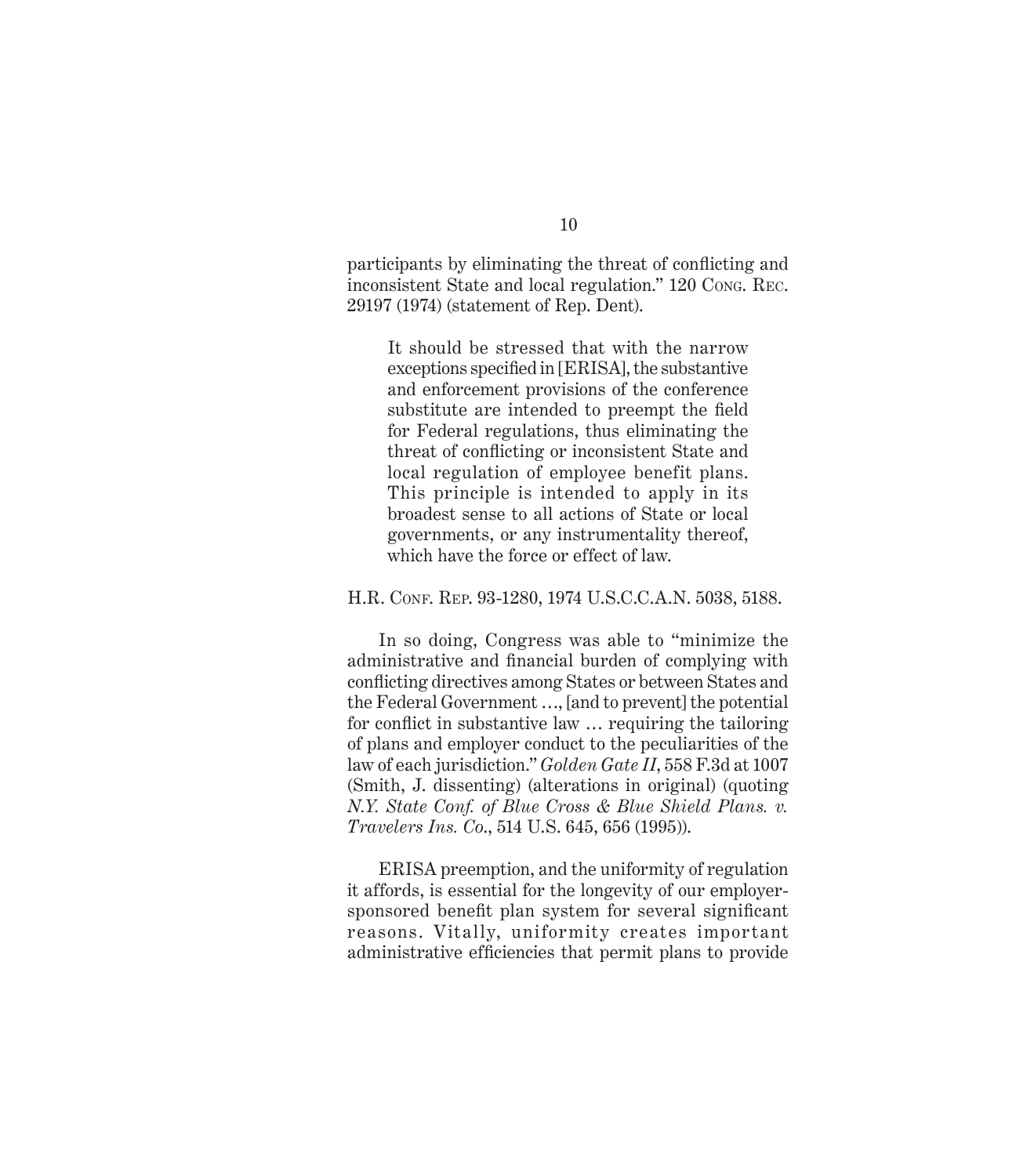participants by eliminating the threat of conflicting and inconsistent State and local regulation." 120 Cong. Rec. 29197 (1974) (statement of Rep. Dent).

> It should be stressed that with the narrow exceptions specified in [ERISA], the substantive and enforcement provisions of the conference substitute are intended to preempt the field for Federal regulations, thus eliminating the threat of conflicting or inconsistent State and local regulation of employee benefit plans. This principle is intended to apply in its broadest sense to all actions of State or local governments, or any instrumentality thereof, which have the force or effect of law.

H.R. Conf. Rep. 93-1280, 1974 U.S.C.C.A.N. 5038, 5188.

In so doing, Congress was able to "minimize the administrative and financial burden of complying with conflicting directives among States or between States and the Federal Government …, [and to prevent] the potential for conflict in substantive law … requiring the tailoring of plans and employer conduct to the peculiarities of the law of each jurisdiction." *Golden Gate II*, 558 F.3d at 1007 (Smith, J. dissenting) (alterations in original) (quoting *N.Y. State Conf. of Blue Cross & Blue Shield Plans. v. Travelers Ins. Co.*, 514 U.S. 645, 656 (1995)).

ERISA preemption, and the uniformity of regulation it affords, is essential for the longevity of our employer-sponsored benefit plan system for several significant reasons. Vitally, uniformity creates important administrative efficiencies that permit plans to provide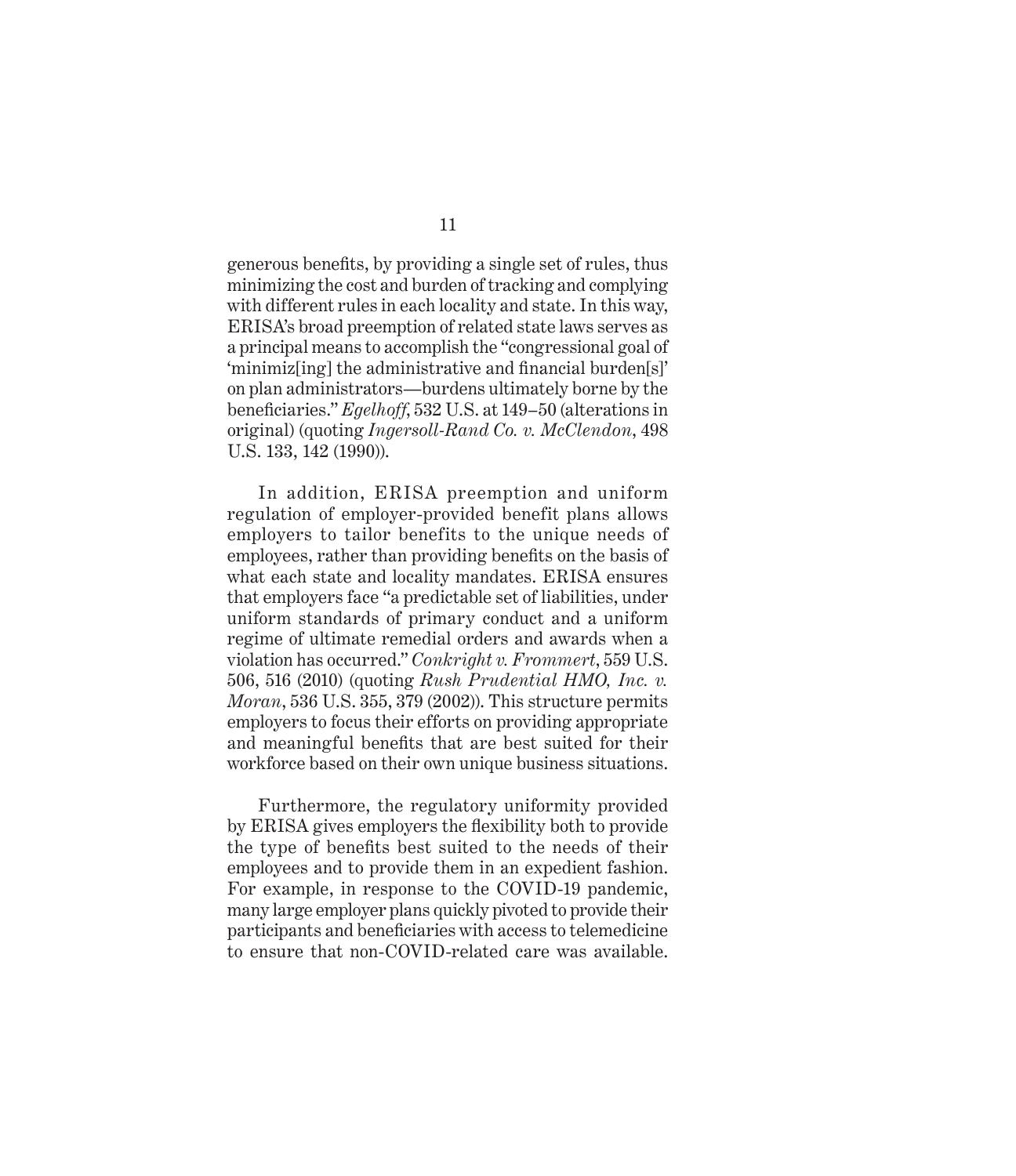generous benefits, by providing a single set of rules, thus minimizing the cost and burden of tracking and complying with different rules in each locality and state. In this way, ERISA's broad preemption of related state laws serves as a principal means to accomplish the "congressional goal of 'minimiz[ing] the administrative and financial burden[s]' on plan administrators—burdens ultimately borne by the beneficiaries." *Egelhoff*, 532 U.S. at 149–50 (alterations in original) (quoting *Ingersoll-Rand Co. v. McClendon*, 498 U.S. 133, 142 (1990)).

In addition, ERISA preemption and uniform regulation of employer-provided benefit plans allows employers to tailor benefits to the unique needs of employees, rather than providing benefits on the basis of what each state and locality mandates. ERISA ensures that employers face "a predictable set of liabilities, under uniform standards of primary conduct and a uniform regime of ultimate remedial orders and awards when a violation has occurred." *Conkright v. Frommert*, 559 U.S. 506, 516 (2010) (quoting *Rush Prudential HMO, Inc. v. Moran*, 536 U.S. 355, 379 (2002)). This structure permits employers to focus their efforts on providing appropriate and meaningful benefits that are best suited for their workforce based on their own unique business situations.

Furthermore, the regulatory uniformity provided by ERISA gives employers the flexibility both to provide the type of benefits best suited to the needs of their employees and to provide them in an expedient fashion. For example, in response to the COVID-19 pandemic, many large employer plans quickly pivoted to provide their participants and beneficiaries with access to telemedicine to ensure that non-COVID-related care was available.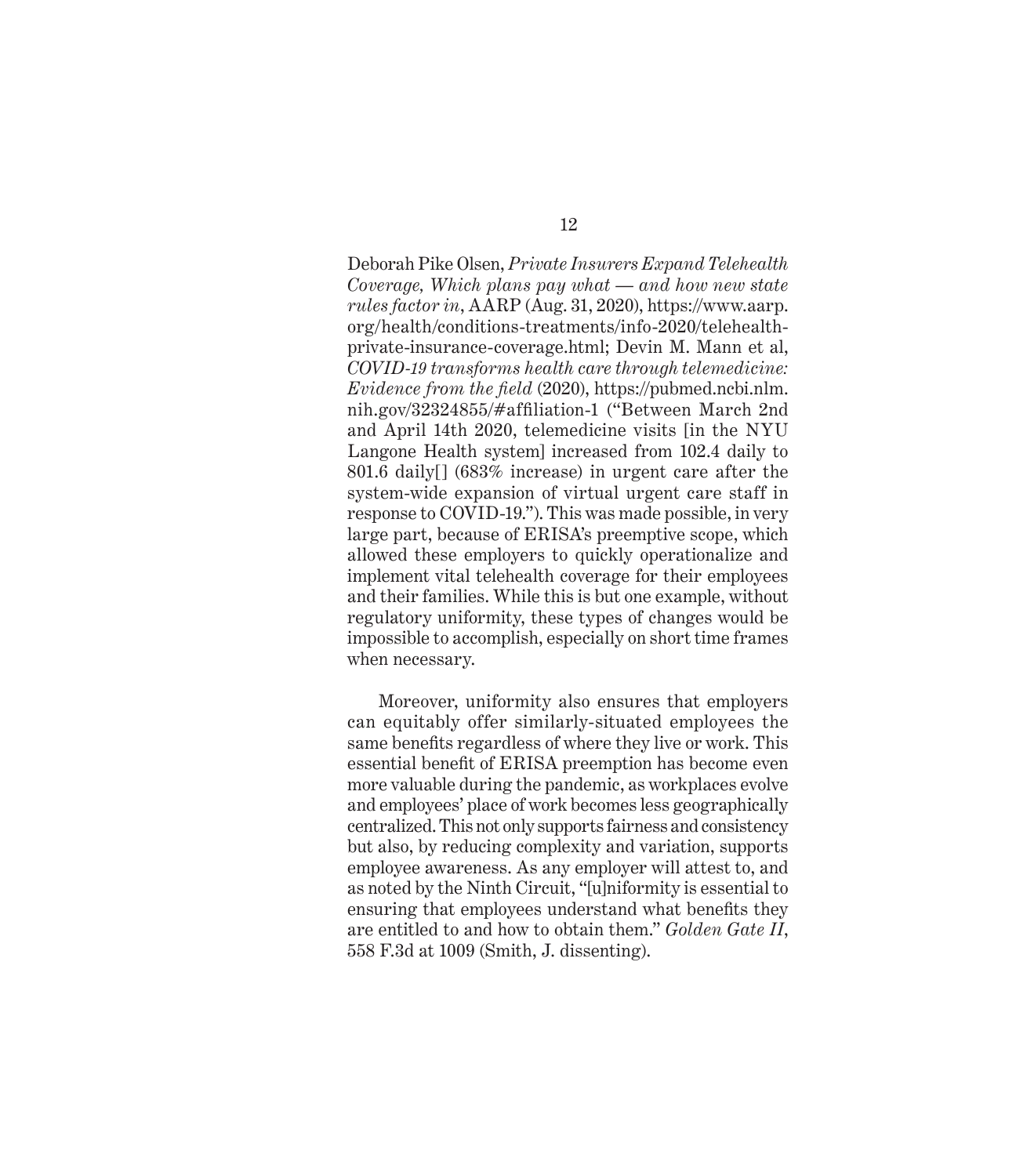Deborah Pike Olsen, *Private Insurers Expand Telehealth Coverage, Which plans pay what — and how new state rules factor in*, AARP (Aug. 31, 2020), https://www.aarp.org/health/conditions-treatments/info-2020/telehealth-private-insurance-coverage.html; Devin M. Mann et al, *COVID-19 transforms health care through telemedicine: Evidence from the field* (2020), https://pubmed.ncbi.nlm.nih.gov/32324855/#affiliation-1 ("Between March 2nd and April 14th 2020, telemedicine visits [in the NYU Langone Health system] increased from 102.4 daily to 801.6 daily[] (683% increase) in urgent care after the system-wide expansion of virtual urgent care staff in response to COVID-19."). This was made possible, in very large part, because of ERISA's preemptive scope, which allowed these employers to quickly operationalize and implement vital telehealth coverage for their employees and their families. While this is but one example, without regulatory uniformity, these types of changes would be impossible to accomplish, especially on short time frames when necessary.

Moreover, uniformity also ensures that employers can equitably offer similarly-situated employees the same benefits regardless of where they live or work. This essential benefit of ERISA preemption has become even more valuable during the pandemic, as workplaces evolve and employees' place of work becomes less geographically centralized. This not only supports fairness and consistency but also, by reducing complexity and variation, supports employee awareness. As any employer will attest to, and as noted by the Ninth Circuit, "[u]niformity is essential to ensuring that employees understand what benefits they are entitled to and how to obtain them." *Golden Gate II*, 558 F.3d at 1009 (Smith, J. dissenting).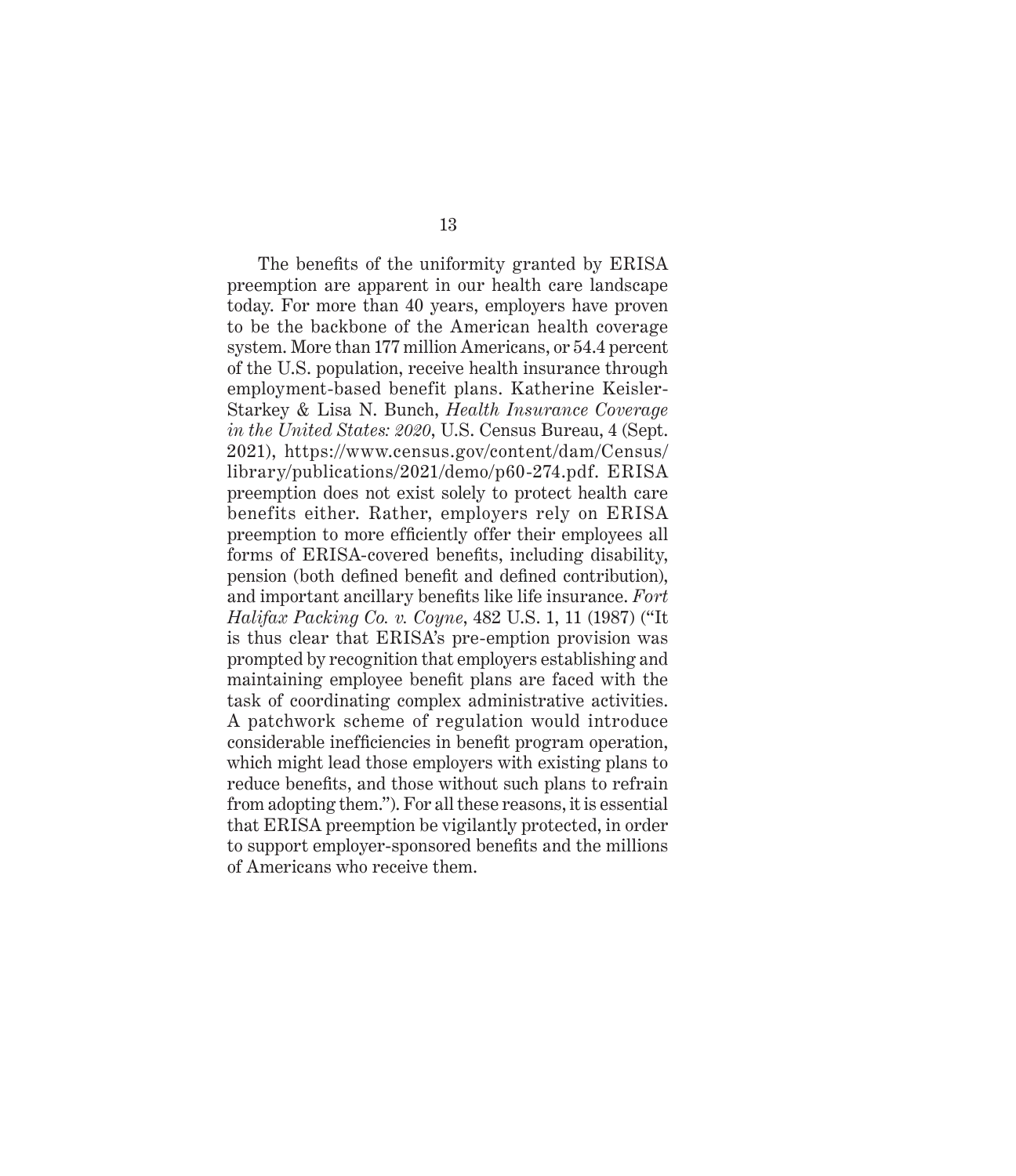The benefits of the uniformity granted by ERISA preemption are apparent in our health care landscape today. For more than 40 years, employers have proven to be the backbone of the American health coverage system. More than 177 million Americans, or 54.4 percent of the U.S. population, receive health insurance through employment-based benefit plans. Katherine Keisler-Starkey & Lisa N. Bunch, *Health Insurance Coverage in the United States: 2020*, U.S. Census Bureau, 4 (Sept. 2021), https://www.census.gov/content/dam/Census/library/publications/2021/demo/p60-274.pdf. ERISA preemption does not exist solely to protect health care benefits either. Rather, employers rely on ERISA preemption to more efficiently offer their employees all forms of ERISA-covered benefits, including disability, pension (both defined benefit and defined contribution), and important ancillary benefits like life insurance. *Fort Halifax Packing Co. v. Coyne*, 482 U.S. 1, 11 (1987) ("It is thus clear that ERISA's pre-emption provision was prompted by recognition that employers establishing and maintaining employee benefit plans are faced with the task of coordinating complex administrative activities. A patchwork scheme of regulation would introduce considerable inefficiencies in benefit program operation, which might lead those employers with existing plans to reduce benefits, and those without such plans to refrain from adopting them."). For all these reasons, it is essential that ERISA preemption be vigilantly protected, in order to support employer-sponsored benefits and the millions of Americans who receive them.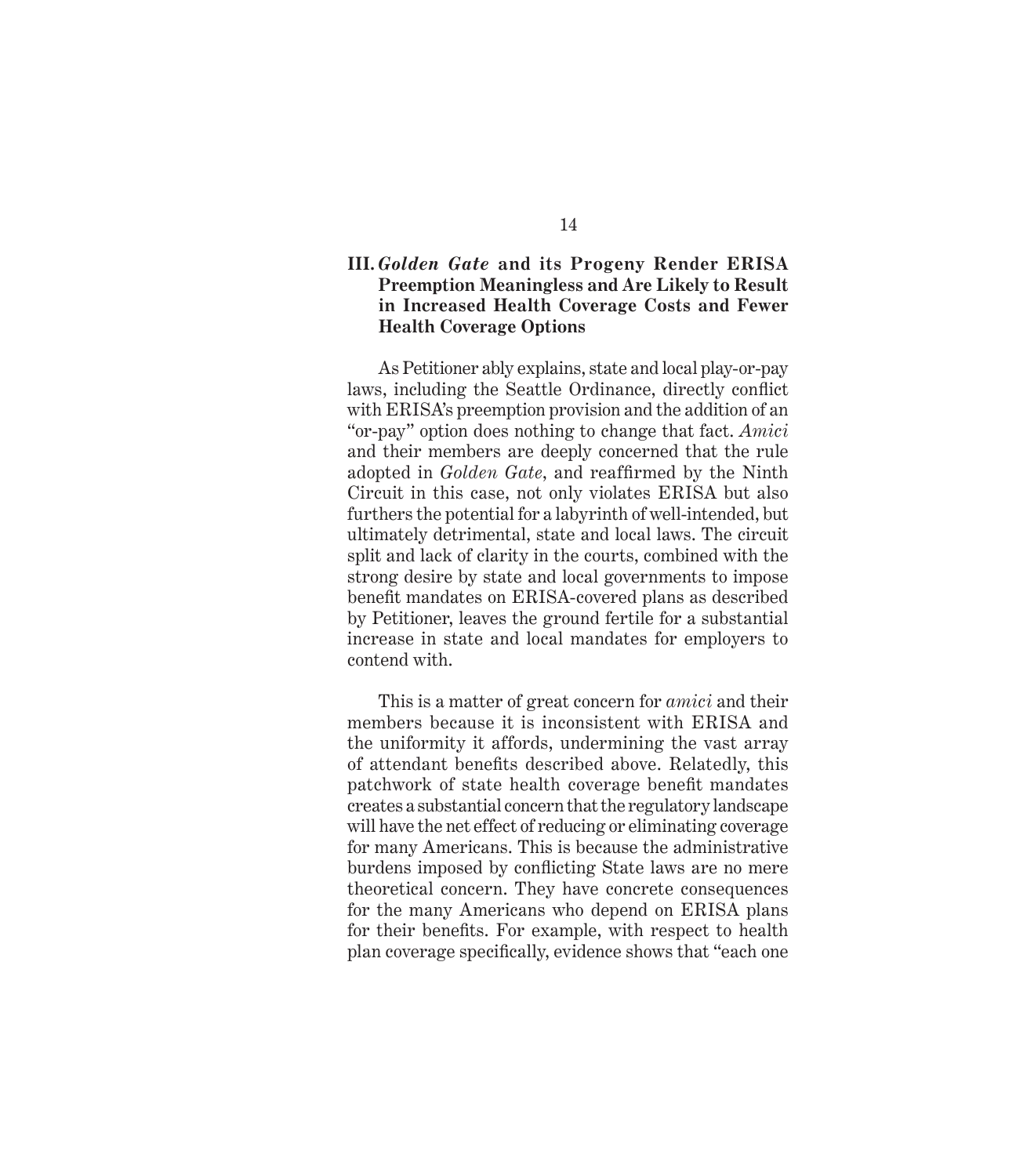## III. *Golden Gate* and its Progeny Render ERISA Preemption Meaningless and Are Likely to Result in Increased Health Coverage Costs and Fewer Health Coverage Options

As Petitioner ably explains, state and local play-or-pay laws, including the Seattle Ordinance, directly conflict with ERISA's preemption provision and the addition of an "or-pay" option does nothing to change that fact. *Amici* and their members are deeply concerned that the rule adopted in *Golden Gate*, and reaffirmed by the Ninth Circuit in this case, not only violates ERISA but also furthers the potential for a labyrinth of well-intended, but ultimately detrimental, state and local laws. The circuit split and lack of clarity in the courts, combined with the strong desire by state and local governments to impose benefit mandates on ERISA-covered plans as described by Petitioner, leaves the ground fertile for a substantial increase in state and local mandates for employers to contend with.

This is a matter of great concern for *amici* and their members because it is inconsistent with ERISA and the uniformity it affords, undermining the vast array of attendant benefits described above. Relatedly, this patchwork of state health coverage benefit mandates creates a substantial concern that the regulatory landscape will have the net effect of reducing or eliminating coverage for many Americans. This is because the administrative burdens imposed by conflicting State laws are no mere theoretical concern. They have concrete consequences for the many Americans who depend on ERISA plans for their benefits. For example, with respect to health plan coverage specifically, evidence shows that "each one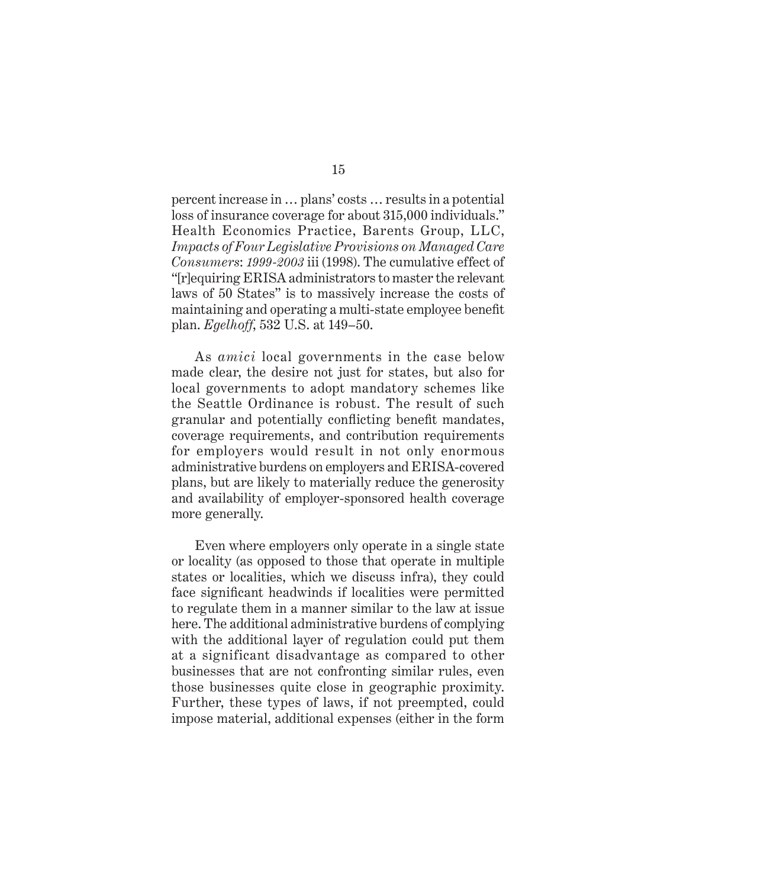percent increase in … plans' costs … results in a potential loss of insurance coverage for about 315,000 individuals." Health Economics Practice, Barents Group, LLC, *Impacts of Four Legislative Provisions on Managed Care Consumers*: *1999-2003* iii (1998). The cumulative effect of "[r]equiring ERISA administrators to master the relevant laws of 50 States" is to massively increase the costs of maintaining and operating a multi-state employee benefit plan. *Egelhoff*, 532 U.S. at 149–50.

As *amici* local governments in the case below made clear, the desire not just for states, but also for local governments to adopt mandatory schemes like the Seattle Ordinance is robust. The result of such granular and potentially conflicting benefit mandates, coverage requirements, and contribution requirements for employers would result in not only enormous administrative burdens on employers and ERISA-covered plans, but are likely to materially reduce the generosity and availability of employer-sponsored health coverage more generally.

Even where employers only operate in a single state or locality (as opposed to those that operate in multiple states or localities, which we discuss infra), they could face significant headwinds if localities were permitted to regulate them in a manner similar to the law at issue here. The additional administrative burdens of complying with the additional layer of regulation could put them at a significant disadvantage as compared to other businesses that are not confronting similar rules, even those businesses quite close in geographic proximity. Further, these types of laws, if not preempted, could impose material, additional expenses (either in the form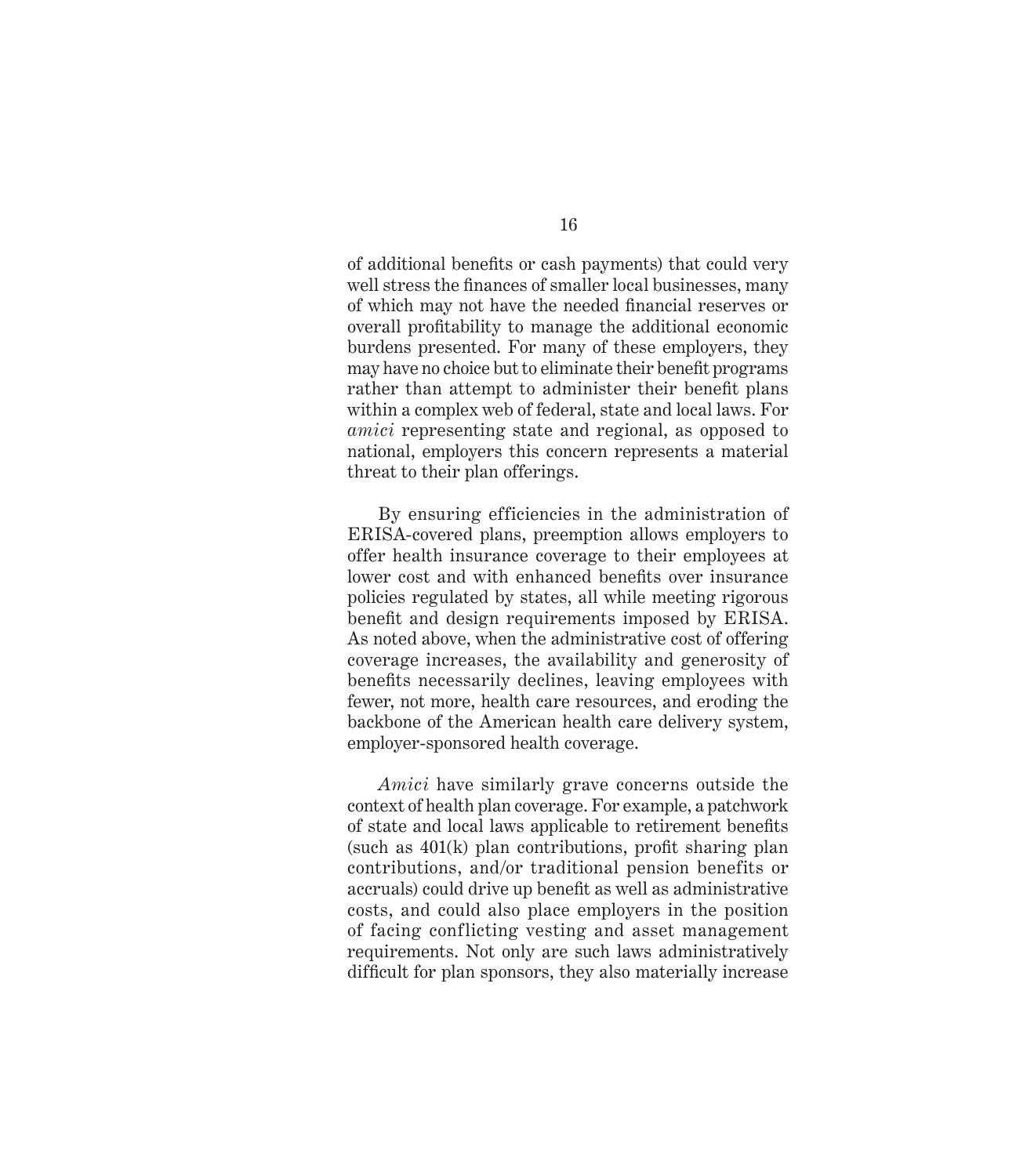of additional benefits or cash payments) that could very well stress the finances of smaller local businesses, many of which may not have the needed financial reserves or overall profitability to manage the additional economic burdens presented. For many of these employers, they may have no choice but to eliminate their benefit programs rather than attempt to administer their benefit plans within a complex web of federal, state and local laws. For *amici* representing state and regional, as opposed to national, employers this concern represents a material threat to their plan offerings.

By ensuring efficiencies in the administration of ERISA-covered plans, preemption allows employers to offer health insurance coverage to their employees at lower cost and with enhanced benefits over insurance policies regulated by states, all while meeting rigorous benefit and design requirements imposed by ERISA. As noted above, when the administrative cost of offering coverage increases, the availability and generosity of benefits necessarily declines, leaving employees with fewer, not more, health care resources, and eroding the backbone of the American health care delivery system, employer-sponsored health coverage.

*Amici* have similarly grave concerns outside the context of health plan coverage. For example, a patchwork of state and local laws applicable to retirement benefits (such as 401(k) plan contributions, profit sharing plan contributions, and/or traditional pension benefits or accruals) could drive up benefit as well as administrative costs, and could also place employers in the position of facing conflicting vesting and asset management requirements. Not only are such laws administratively difficult for plan sponsors, they also materially increase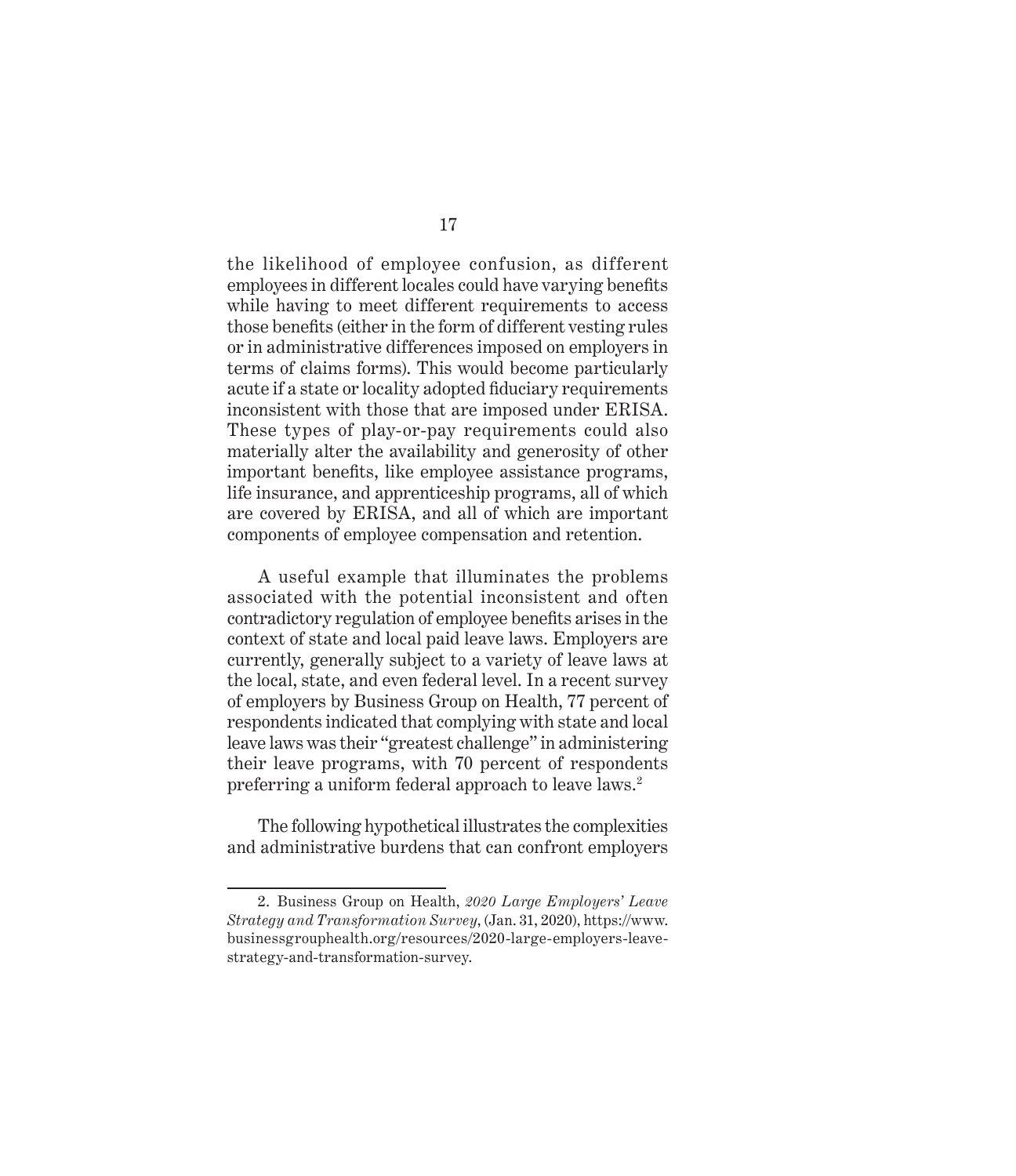the likelihood of employee confusion, as different employees in different locales could have varying benefits while having to meet different requirements to access those benefits (either in the form of different vesting rules or in administrative differences imposed on employers in terms of claims forms). This would become particularly acute if a state or locality adopted fiduciary requirements inconsistent with those that are imposed under ERISA. These types of play-or-pay requirements could also materially alter the availability and generosity of other important benefits, like employee assistance programs, life insurance, and apprenticeship programs, all of which are covered by ERISA, and all of which are important components of employee compensation and retention.

A useful example that illuminates the problems associated with the potential inconsistent and often contradictory regulation of employee benefits arises in the context of state and local paid leave laws. Employers are currently, generally subject to a variety of leave laws at the local, state, and even federal level. In a recent survey of employers by Business Group on Health, 77 percent of respondents indicated that complying with state and local leave laws was their "greatest challenge" in administering their leave programs, with 70 percent of respondents preferring a uniform federal approach to leave laws.[2]

The following hypothetical illustrates the complexities and administrative burdens that can confront employers

---

2. Business Group on Health, *2020 Large Employers' Leave Strategy and Transformation Survey*, (Jan. 31, 2020), https://www.businessgrouphealth.org/resources/2020-large-employers-leave-strategy-and-transformation-survey.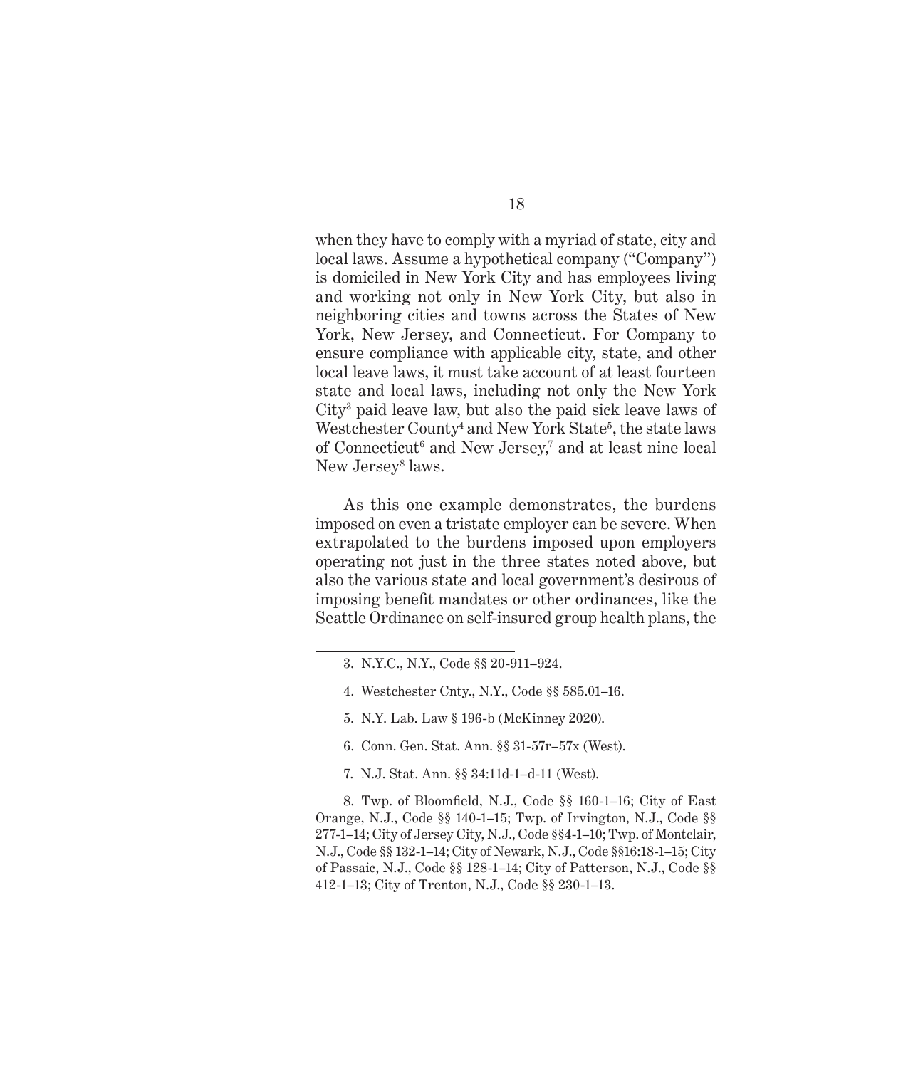when they have to comply with a myriad of state, city and local laws. Assume a hypothetical company ("Company") is domiciled in New York City and has employees living and working not only in New York City, but also in neighboring cities and towns across the States of New York, New Jersey, and Connecticut. For Company to ensure compliance with applicable city, state, and other local leave laws, it must take account of at least fourteen state and local laws, including not only the New York City[3] paid leave law, but also the paid sick leave laws of Westchester County[4] and New York State[5], the state laws of Connecticut[6] and New Jersey,[7] and at least nine local New Jersey[8] laws.

As this one example demonstrates, the burdens imposed on even a tristate employer can be severe. When extrapolated to the burdens imposed upon employers operating not just in the three states noted above, but also the various state and local government's desirous of imposing benefit mandates or other ordinances, like the Seattle Ordinance on self-insured group health plans, the

---

3. N.Y.C., N.Y., Code §§ 20-911–924.

4. Westchester Cnty., N.Y., Code §§ 585.01–16.

5. N.Y. Lab. Law § 196-b (McKinney 2020).

6. Conn. Gen. Stat. Ann. §§ 31-57r–57x (West).

7. N.J. Stat. Ann. §§ 34:11d-1–d-11 (West).

8. Twp. of Bloomfield, N.J., Code §§ 160-1–16; City of East Orange, N.J., Code §§ 140-1–15; Twp. of Irvington, N.J., Code §§ 277-1–14; City of Jersey City, N.J., Code §§4-1–10; Twp. of Montclair, N.J., Code §§ 132-1–14; City of Newark, N.J., Code §§16:18-1–15; City of Passaic, N.J., Code §§ 128-1–14; City of Patterson, N.J., Code §§ 412-1–13; City of Trenton, N.J., Code §§ 230-1–13.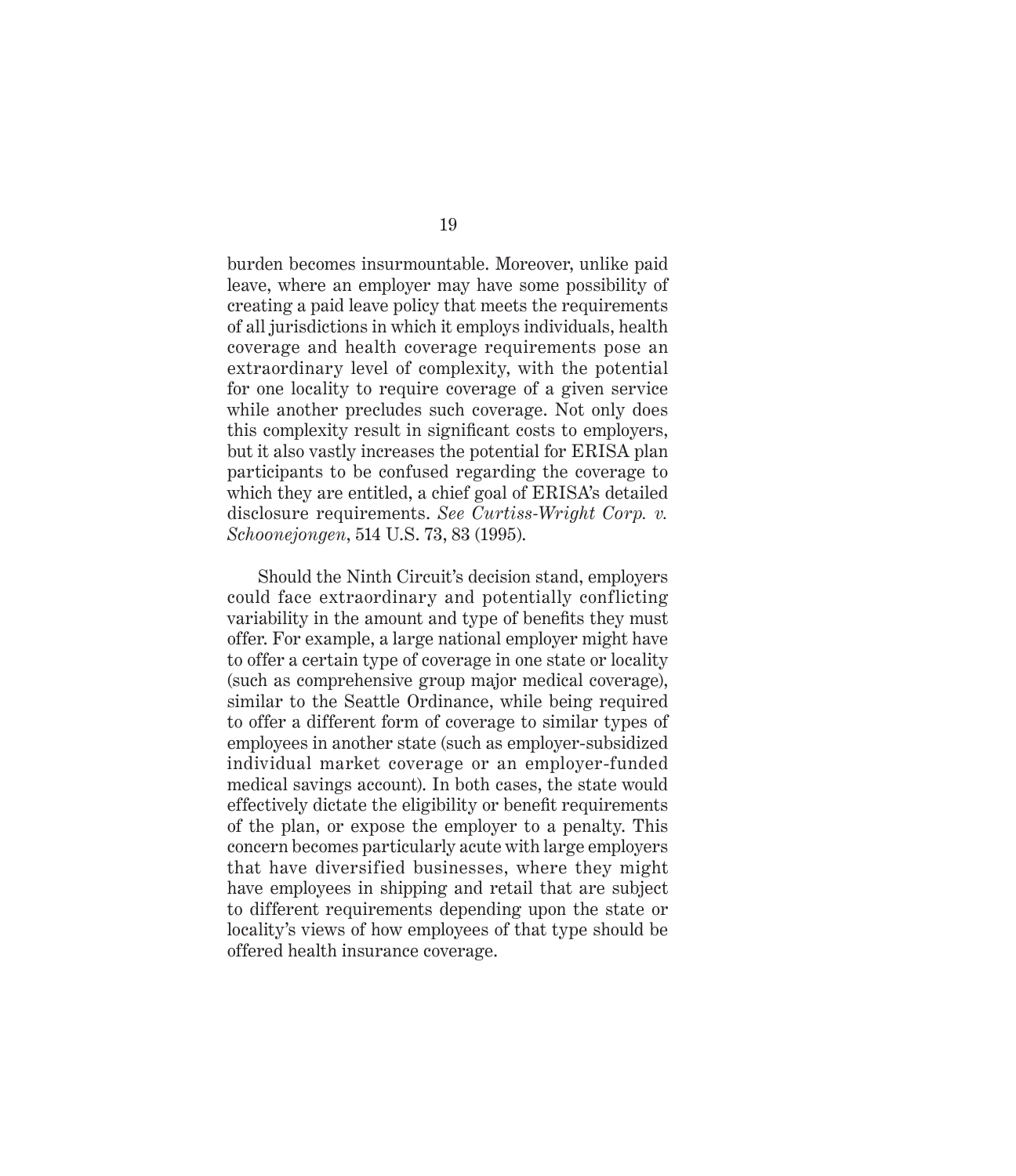burden becomes insurmountable. Moreover, unlike paid leave, where an employer may have some possibility of creating a paid leave policy that meets the requirements of all jurisdictions in which it employs individuals, health coverage and health coverage requirements pose an extraordinary level of complexity, with the potential for one locality to require coverage of a given service while another precludes such coverage. Not only does this complexity result in significant costs to employers, but it also vastly increases the potential for ERISA plan participants to be confused regarding the coverage to which they are entitled, a chief goal of ERISA's detailed disclosure requirements. *See Curtiss-Wright Corp. v. Schoonejongen*, 514 U.S. 73, 83 (1995).

Should the Ninth Circuit's decision stand, employers could face extraordinary and potentially conflicting variability in the amount and type of benefits they must offer. For example, a large national employer might have to offer a certain type of coverage in one state or locality (such as comprehensive group major medical coverage), similar to the Seattle Ordinance, while being required to offer a different form of coverage to similar types of employees in another state (such as employer-subsidized individual market coverage or an employer-funded medical savings account). In both cases, the state would effectively dictate the eligibility or benefit requirements of the plan, or expose the employer to a penalty. This concern becomes particularly acute with large employers that have diversified businesses, where they might have employees in shipping and retail that are subject to different requirements depending upon the state or locality's views of how employees of that type should be offered health insurance coverage.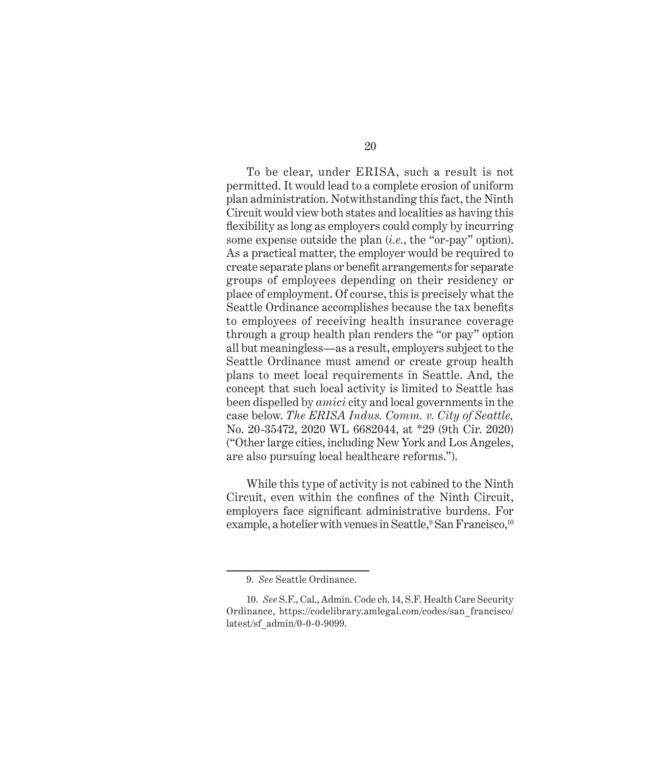To be clear, under ERISA, such a result is not permitted. It would lead to a complete erosion of uniform plan administration. Notwithstanding this fact, the Ninth Circuit would view both states and localities as having this flexibility as long as employers could comply by incurring some expense outside the plan (*i.e.*, the "or-pay" option). As a practical matter, the employer would be required to create separate plans or benefit arrangements for separate groups of employees depending on their residency or place of employment. Of course, this is precisely what the Seattle Ordinance accomplishes because the tax benefits to employees of receiving health insurance coverage through a group health plan renders the "or pay" option all but meaningless—as a result, employers subject to the Seattle Ordinance must amend or create group health plans to meet local requirements in Seattle. And, the concept that such local activity is limited to Seattle has been dispelled by *amici* city and local governments in the case below. *The ERISA Indus. Comm. v. City of Seattle,* No. 20-35472, 2020 WL 6682044, at *29 (9th Cir. 2020) ("Other large cities, including New York and Los Angeles, are also pursuing local healthcare reforms.").

While this type of activity is not cabined to the Ninth Circuit, even within the confines of the Ninth Circuit, employers face significant administrative burdens. For example, a hotelier with venues in Seattle,[9] San Francisco,[10]

---

9. *See* Seattle Ordinance.

10. *See* S.F., Cal., Admin. Code ch. 14, S.F. Health Care Security Ordinance, https://codelibrary.amlegal.com/codes/san_francisco/latest/sf_admin/0-0-0-9099.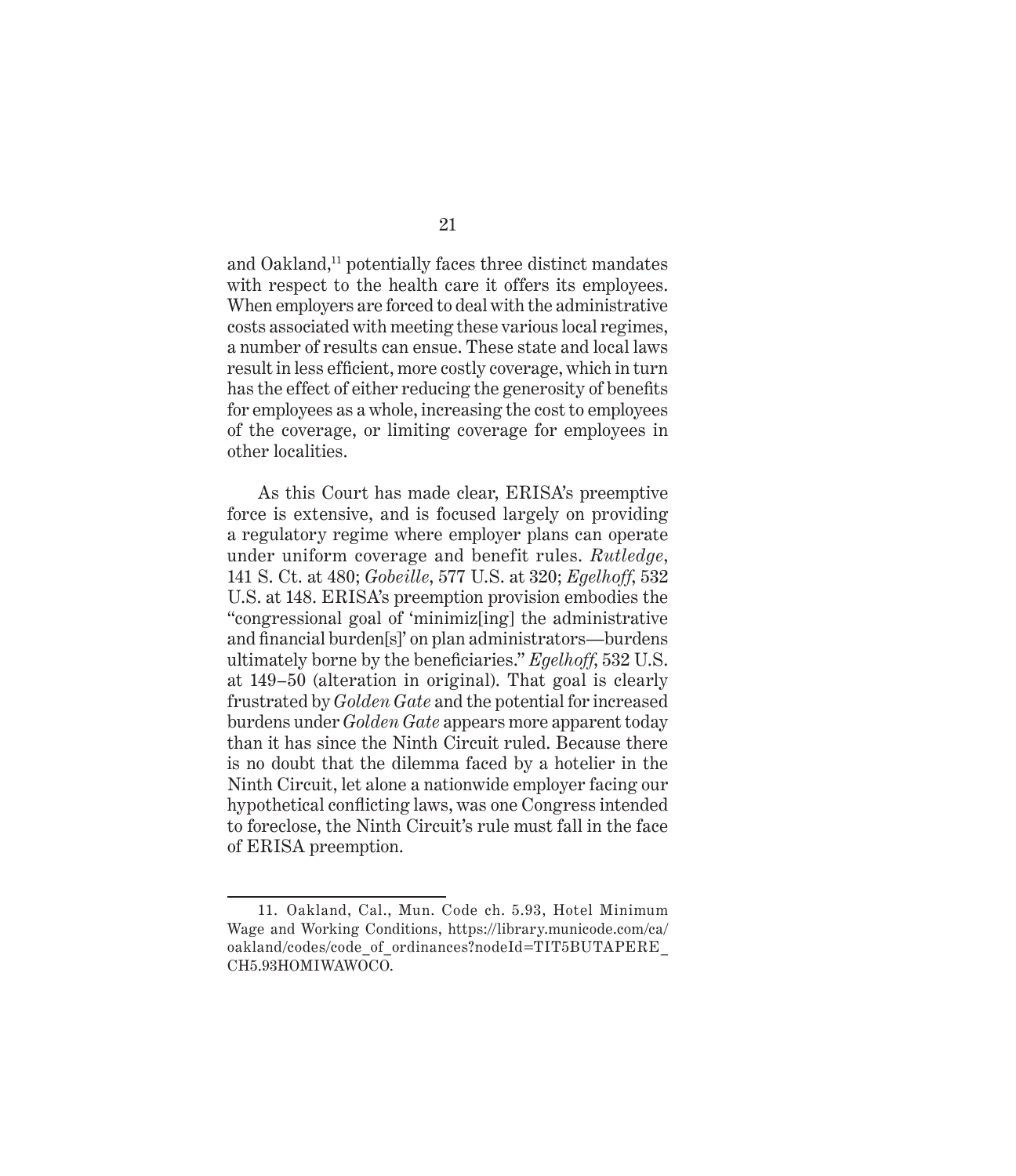and Oakland,[11] potentially faces three distinct mandates with respect to the health care it offers its employees. When employers are forced to deal with the administrative costs associated with meeting these various local regimes, a number of results can ensue. These state and local laws result in less efficient, more costly coverage, which in turn has the effect of either reducing the generosity of benefits for employees as a whole, increasing the cost to employees of the coverage, or limiting coverage for employees in other localities.

As this Court has made clear, ERISA's preemptive force is extensive, and is focused largely on providing a regulatory regime where employer plans can operate under uniform coverage and benefit rules. *Rutledge*, 141 S. Ct. at 480; *Gobeille*, 577 U.S. at 320; *Egelhoff*, 532 U.S. at 148. ERISA's preemption provision embodies the "congressional goal of 'minimiz[ing] the administrative and financial burden[s]' on plan administrators—burdens ultimately borne by the beneficiaries." *Egelhoff*, 532 U.S. at 149–50 (alteration in original). That goal is clearly frustrated by *Golden Gate* and the potential for increased burdens under *Golden Gate* appears more apparent today than it has since the Ninth Circuit ruled. Because there is no doubt that the dilemma faced by a hotelier in the Ninth Circuit, let alone a nationwide employer facing our hypothetical conflicting laws, was one Congress intended to foreclose, the Ninth Circuit's rule must fall in the face of ERISA preemption.

---

11. Oakland, Cal., Mun. Code ch. 5.93, Hotel Minimum Wage and Working Conditions, https://library.municode.com/ca/oakland/codes/code_of_ordinances?nodeId=TIT5BUTAPERE_CH5.93HOMIWAWOCO.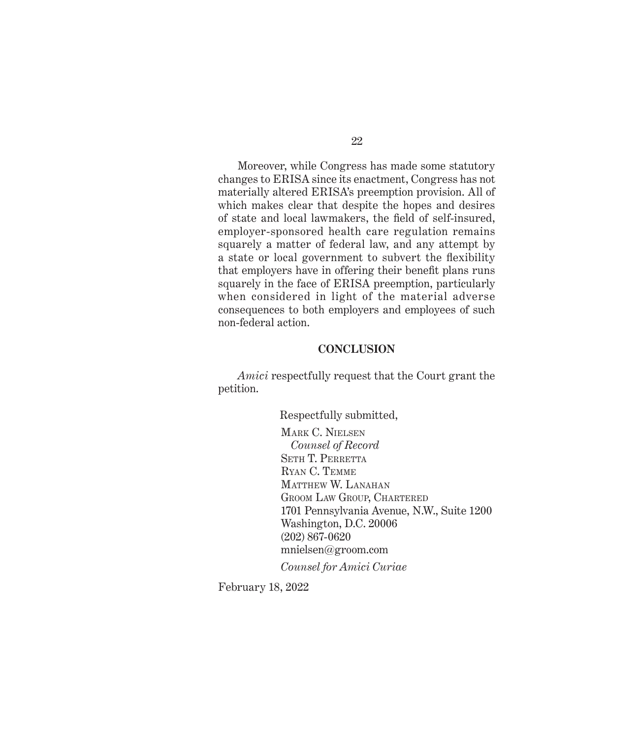Moreover, while Congress has made some statutory changes to ERISA since its enactment, Congress has not materially altered ERISA's preemption provision. All of which makes clear that despite the hopes and desires of state and local lawmakers, the field of self-insured, employer-sponsored health care regulation remains squarely a matter of federal law, and any attempt by a state or local government to subvert the flexibility that employers have in offering their benefit plans runs squarely in the face of ERISA preemption, particularly when considered in light of the material adverse consequences to both employers and employees of such non-federal action.

## CONCLUSION

*Amici* respectfully request that the Court grant the petition.

Respectfully submitted,

Mark C. Nielsen
*Counsel of Record*
Seth T. Perretta
Ryan C. Temme
Matthew W. Lanahan
Groom Law Group, Chartered
1701 Pennsylvania Avenue, N.W., Suite 1200
Washington, D.C. 20006
(202) 867-0620
mnielsen@groom.com

*Counsel for Amici Curiae*

February 18, 2022